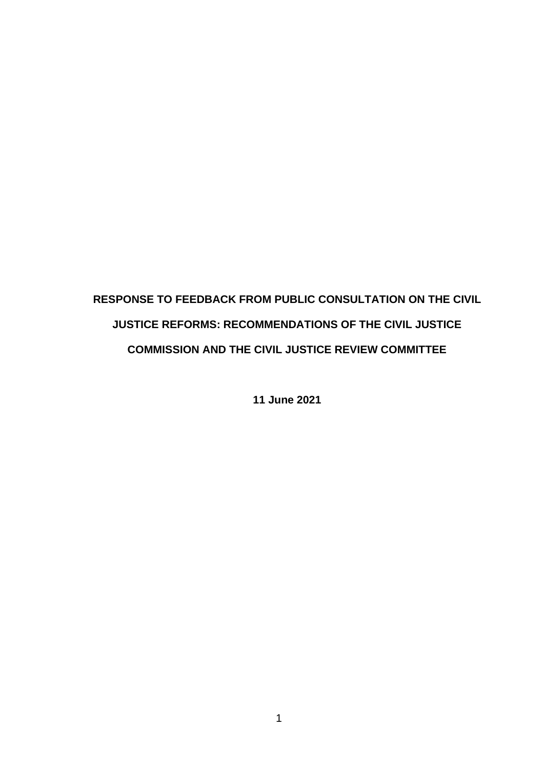# RESPONSE TO FEEDBACK FROM PUBLIC CONSULTATION ON THE CIVIL JUSTICE REFORMS: RECOMMENDATIONS OF THE CIVIL JUSTICE COMMISSION AND THE CIVIL JUSTICE REVIEW COMMITTEE

**11 June 2021**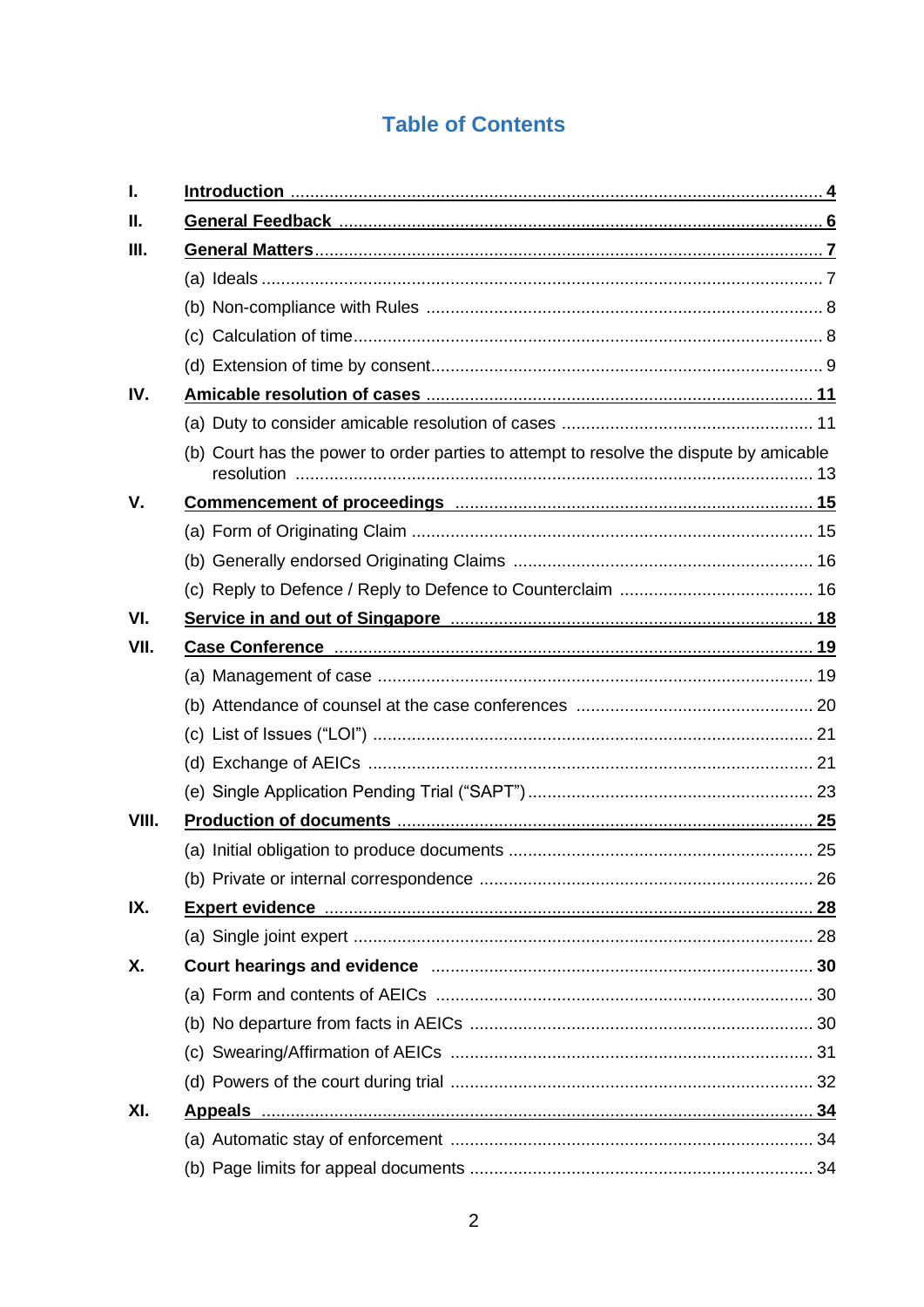# Table of Contents

| | | |
|---|---|---|
| **I.** | **Introduction** | **4** |
| **II.** | **General Feedback** | **6** |
| **III.** | **General Matters** | **7** |
| | (a) Ideals | 7 |
| | (b) Non-compliance with Rules | 8 |
| | (c) Calculation of time | 8 |
| | (d) Extension of time by consent | 9 |
| **IV.** | **Amicable resolution of cases** | **11** |
| | (a) Duty to consider amicable resolution of cases | 11 |
| | (b) Court has the power to order parties to attempt to resolve the dispute by amicable resolution | 13 |
| **V.** | **Commencement of proceedings** | **15** |
| | (a) Form of Originating Claim | 15 |
| | (b) Generally endorsed Originating Claims | 16 |
| | (c) Reply to Defence / Reply to Defence to Counterclaim | 16 |
| **VI.** | **Service in and out of Singapore** | **18** |
| **VII.** | **Case Conference** | **19** |
| | (a) Management of case | 19 |
| | (b) Attendance of counsel at the case conferences | 20 |
| | (c) List of Issues ("LOI") | 21 |
| | (d) Exchange of AEICs | 21 |
| | (e) Single Application Pending Trial ("SAPT") | 23 |
| **VIII.** | **Production of documents** | **25** |
| | (a) Initial obligation to produce documents | 25 |
| | (b) Private or internal correspondence | 26 |
| **IX.** | **Expert evidence** | **28** |
| | (a) Single joint expert | 28 |
| **X.** | **Court hearings and evidence** | **30** |
| | (a) Form and contents of AEICs | 30 |
| | (b) No departure from facts in AEICs | 30 |
| | (c) Swearing/Affirmation of AEICs | 31 |
| | (d) Powers of the court during trial | 32 |
| **XI.** | **Appeals** | **34** |
| | (a) Automatic stay of enforcement | 34 |
| | (b) Page limits for appeal documents | 34 |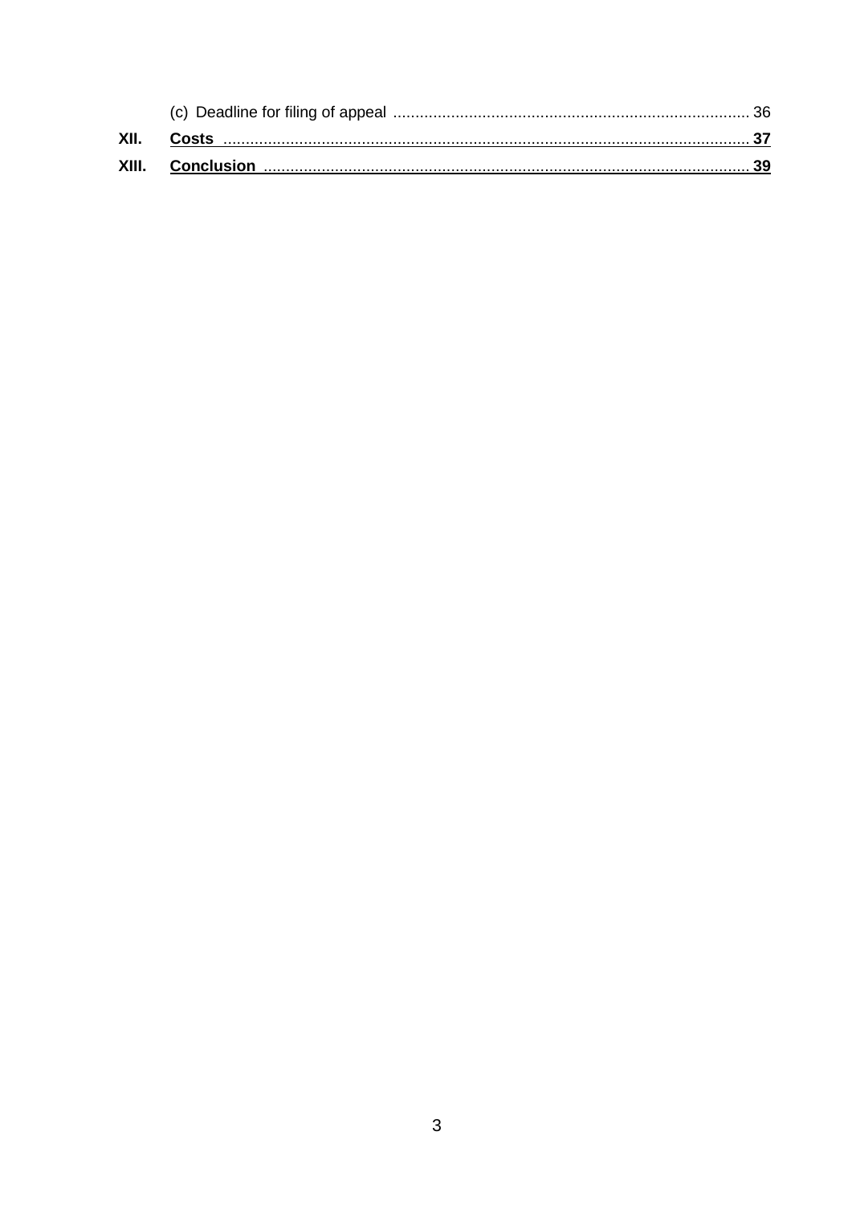(c) Deadline for filing of appeal ........................................................................... 36

**XII. Costs** ........................................................................................................... **37**

**XIII. Conclusion** ................................................................................................... **39**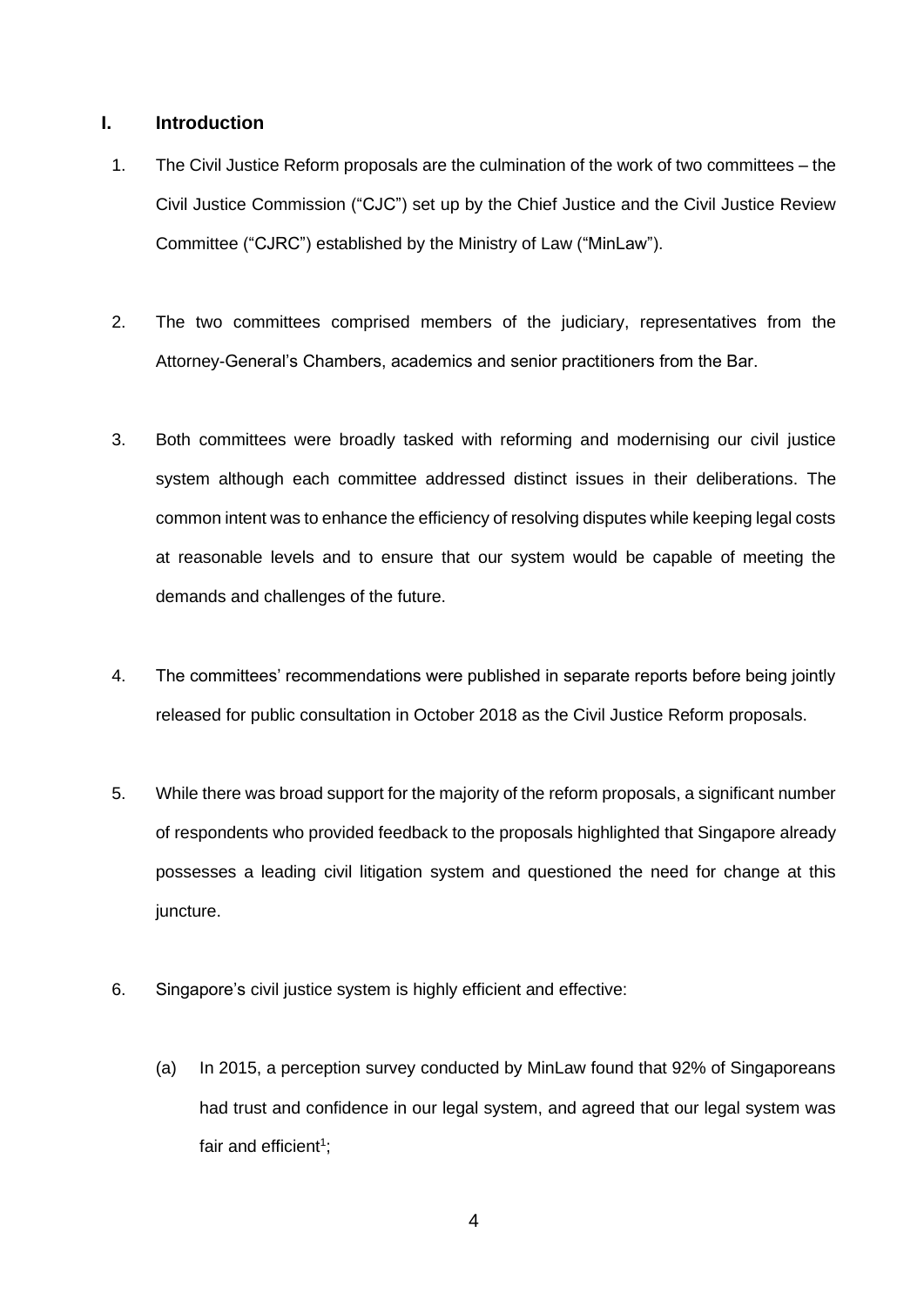## I. Introduction

1. The Civil Justice Reform proposals are the culmination of the work of two committees – the Civil Justice Commission ("CJC") set up by the Chief Justice and the Civil Justice Review Committee ("CJRC") established by the Ministry of Law ("MinLaw").

2. The two committees comprised members of the judiciary, representatives from the Attorney-General's Chambers, academics and senior practitioners from the Bar.

3. Both committees were broadly tasked with reforming and modernising our civil justice system although each committee addressed distinct issues in their deliberations. The common intent was to enhance the efficiency of resolving disputes while keeping legal costs at reasonable levels and to ensure that our system would be capable of meeting the demands and challenges of the future.

4. The committees' recommendations were published in separate reports before being jointly released for public consultation in October 2018 as the Civil Justice Reform proposals.

5. While there was broad support for the majority of the reform proposals, a significant number of respondents who provided feedback to the proposals highlighted that Singapore already possesses a leading civil litigation system and questioned the need for change at this juncture.

6. Singapore's civil justice system is highly efficient and effective:

   (a) In 2015, a perception survey conducted by MinLaw found that 92% of Singaporeans had trust and confidence in our legal system, and agreed that our legal system was fair and efficient[1];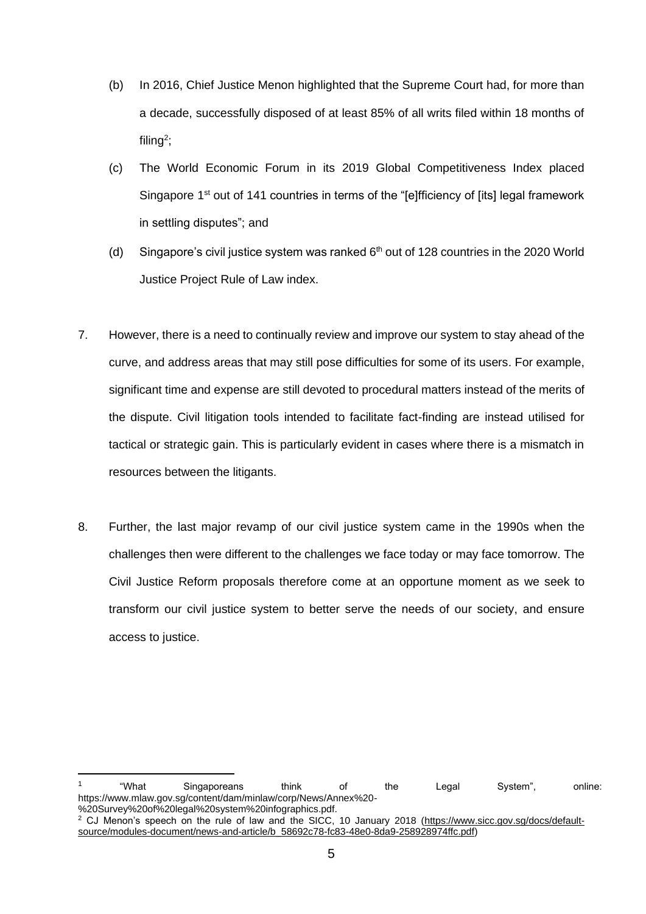(b) In 2016, Chief Justice Menon highlighted that the Supreme Court had, for more than a decade, successfully disposed of at least 85% of all writs filed within 18 months of filing[2];

(c) The World Economic Forum in its 2019 Global Competitiveness Index placed Singapore 1st out of 141 countries in terms of the "[e]fficiency of [its] legal framework in settling disputes"; and

(d) Singapore's civil justice system was ranked 6th out of 128 countries in the 2020 World Justice Project Rule of Law index.

7. However, there is a need to continually review and improve our system to stay ahead of the curve, and address areas that may still pose difficulties for some of its users. For example, significant time and expense are still devoted to procedural matters instead of the merits of the dispute. Civil litigation tools intended to facilitate fact-finding are instead utilised for tactical or strategic gain. This is particularly evident in cases where there is a mismatch in resources between the litigants.

8. Further, the last major revamp of our civil justice system came in the 1990s when the challenges then were different to the challenges we face today or may face tomorrow. The Civil Justice Reform proposals therefore come at an opportune moment as we seek to transform our civil justice system to better serve the needs of our society, and ensure access to justice.

---

[1] "What Singaporeans think of the Legal System", online: https://www.mlaw.gov.sg/content/dam/minlaw/corp/News/Annex%20-%20Survey%20of%20legal%20system%20infographics.pdf.

[2] CJ Menon's speech on the rule of law and the SICC, 10 January 2018 (https://www.sicc.gov.sg/docs/default-source/modules-document/news-and-article/b_58692c78-fc83-48e0-8da9-258928974ffc.pdf)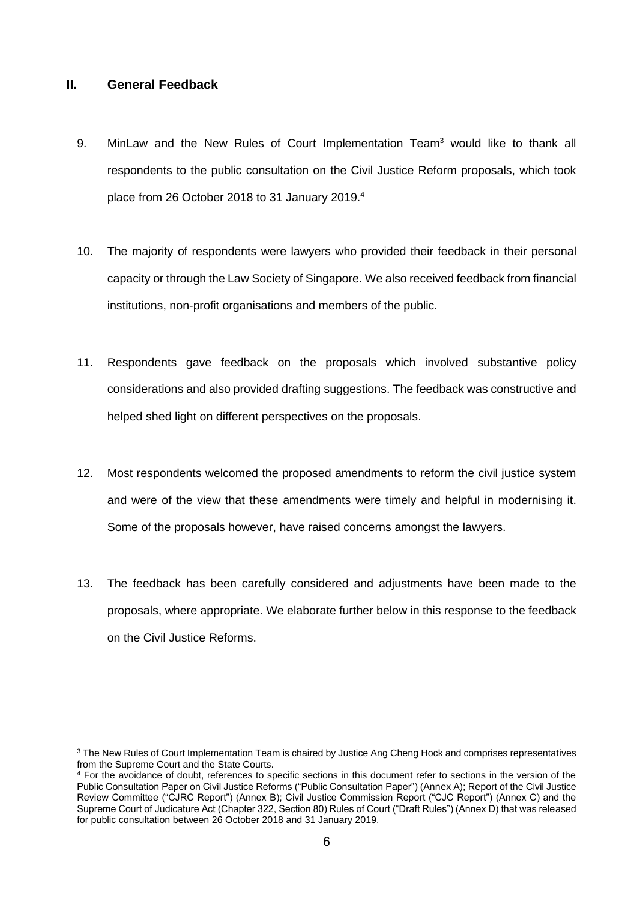## II. General Feedback

9. MinLaw and the New Rules of Court Implementation Team[3] would like to thank all respondents to the public consultation on the Civil Justice Reform proposals, which took place from 26 October 2018 to 31 January 2019.[4]

10. The majority of respondents were lawyers who provided their feedback in their personal capacity or through the Law Society of Singapore. We also received feedback from financial institutions, non-profit organisations and members of the public.

11. Respondents gave feedback on the proposals which involved substantive policy considerations and also provided drafting suggestions. The feedback was constructive and helped shed light on different perspectives on the proposals.

12. Most respondents welcomed the proposed amendments to reform the civil justice system and were of the view that these amendments were timely and helpful in modernising it. Some of the proposals however, have raised concerns amongst the lawyers.

13. The feedback has been carefully considered and adjustments have been made to the proposals, where appropriate. We elaborate further below in this response to the feedback on the Civil Justice Reforms.

---

[3] The New Rules of Court Implementation Team is chaired by Justice Ang Cheng Hock and comprises representatives from the Supreme Court and the State Courts.

[4] For the avoidance of doubt, references to specific sections in this document refer to sections in the version of the Public Consultation Paper on Civil Justice Reforms ("Public Consultation Paper") (Annex A); Report of the Civil Justice Review Committee ("CJRC Report") (Annex B); Civil Justice Commission Report ("CJC Report") (Annex C) and the Supreme Court of Judicature Act (Chapter 322, Section 80) Rules of Court ("Draft Rules") (Annex D) that was released for public consultation between 26 October 2018 and 31 January 2019.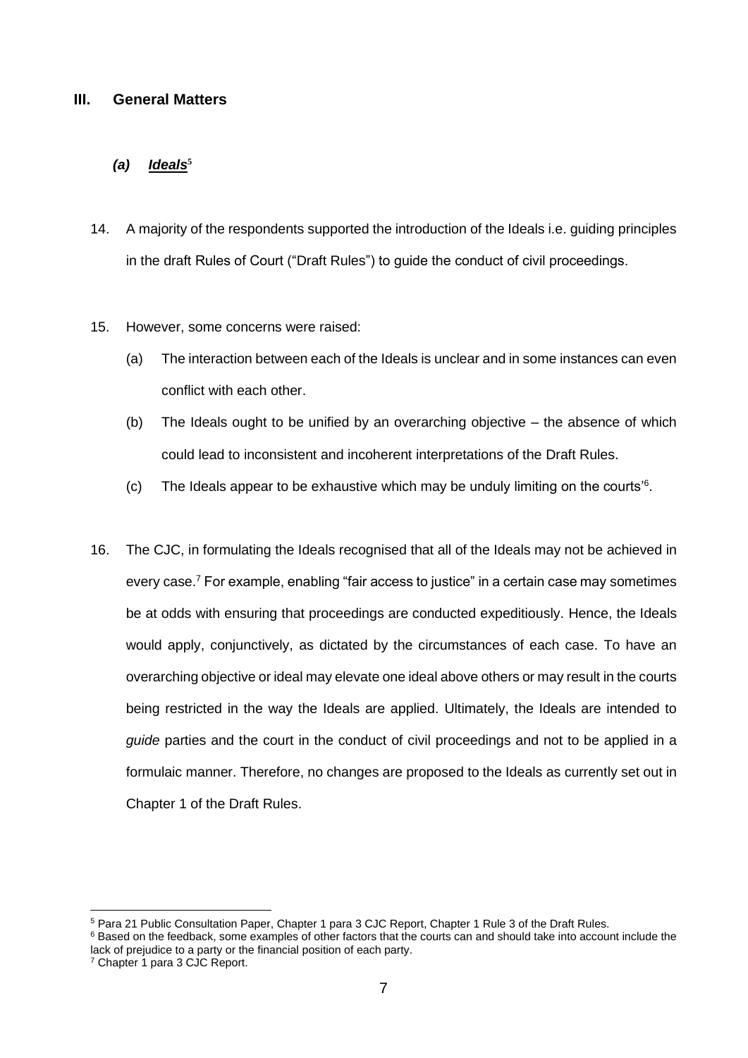## III. General Matters

### *(a) Ideals*[5]

14. A majority of the respondents supported the introduction of the Ideals i.e. guiding principles in the draft Rules of Court ("Draft Rules") to guide the conduct of civil proceedings.

15. However, some concerns were raised:

    (a) The interaction between each of the Ideals is unclear and in some instances can even conflict with each other.

    (b) The Ideals ought to be unified by an overarching objective – the absence of which could lead to inconsistent and incoherent interpretations of the Draft Rules.

    (c) The Ideals appear to be exhaustive which may be unduly limiting on the courts'[6].

16. The CJC, in formulating the Ideals recognised that all of the Ideals may not be achieved in every case.[7] For example, enabling "fair access to justice" in a certain case may sometimes be at odds with ensuring that proceedings are conducted expeditiously. Hence, the Ideals would apply, conjunctively, as dictated by the circumstances of each case. To have an overarching objective or ideal may elevate one ideal above others or may result in the courts being restricted in the way the Ideals are applied. Ultimately, the Ideals are intended to *guide* parties and the court in the conduct of civil proceedings and not to be applied in a formulaic manner. Therefore, no changes are proposed to the Ideals as currently set out in Chapter 1 of the Draft Rules.

---

[5] Para 21 Public Consultation Paper, Chapter 1 para 3 CJC Report, Chapter 1 Rule 3 of the Draft Rules.

[6] Based on the feedback, some examples of other factors that the courts can and should take into account include the lack of prejudice to a party or the financial position of each party.

[7] Chapter 1 para 3 CJC Report.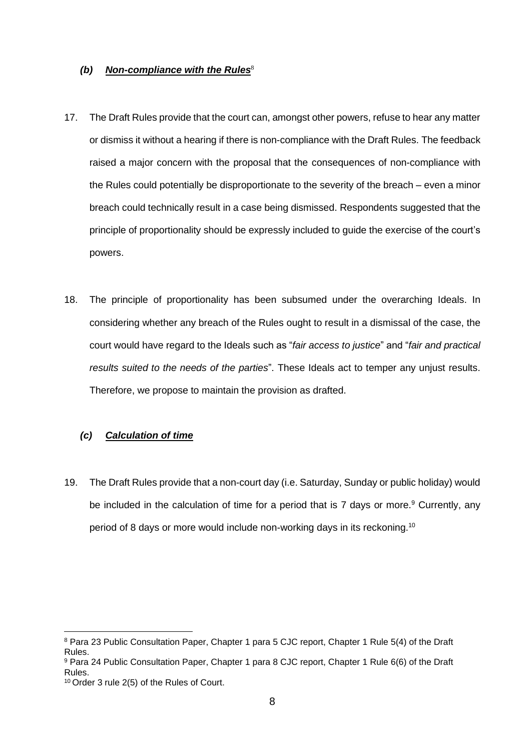### *(b)* ***Non-compliance with the Rules***[8]

17. The Draft Rules provide that the court can, amongst other powers, refuse to hear any matter or dismiss it without a hearing if there is non-compliance with the Draft Rules. The feedback raised a major concern with the proposal that the consequences of non-compliance with the Rules could potentially be disproportionate to the severity of the breach – even a minor breach could technically result in a case being dismissed. Respondents suggested that the principle of proportionality should be expressly included to guide the exercise of the court's powers.

18. The principle of proportionality has been subsumed under the overarching Ideals. In considering whether any breach of the Rules ought to result in a dismissal of the case, the court would have regard to the Ideals such as "*fair access to justice*" and "*fair and practical results suited to the needs of the parties*". These Ideals act to temper any unjust results. Therefore, we propose to maintain the provision as drafted.

### *(c)* ***Calculation of time***

19. The Draft Rules provide that a non-court day (i.e. Saturday, Sunday or public holiday) would be included in the calculation of time for a period that is 7 days or more.[9] Currently, any period of 8 days or more would include non-working days in its reckoning.[10]

---

[8] Para 23 Public Consultation Paper, Chapter 1 para 5 CJC report, Chapter 1 Rule 5(4) of the Draft Rules.

[9] Para 24 Public Consultation Paper, Chapter 1 para 8 CJC report, Chapter 1 Rule 6(6) of the Draft Rules.

[10] Order 3 rule 2(5) of the Rules of Court.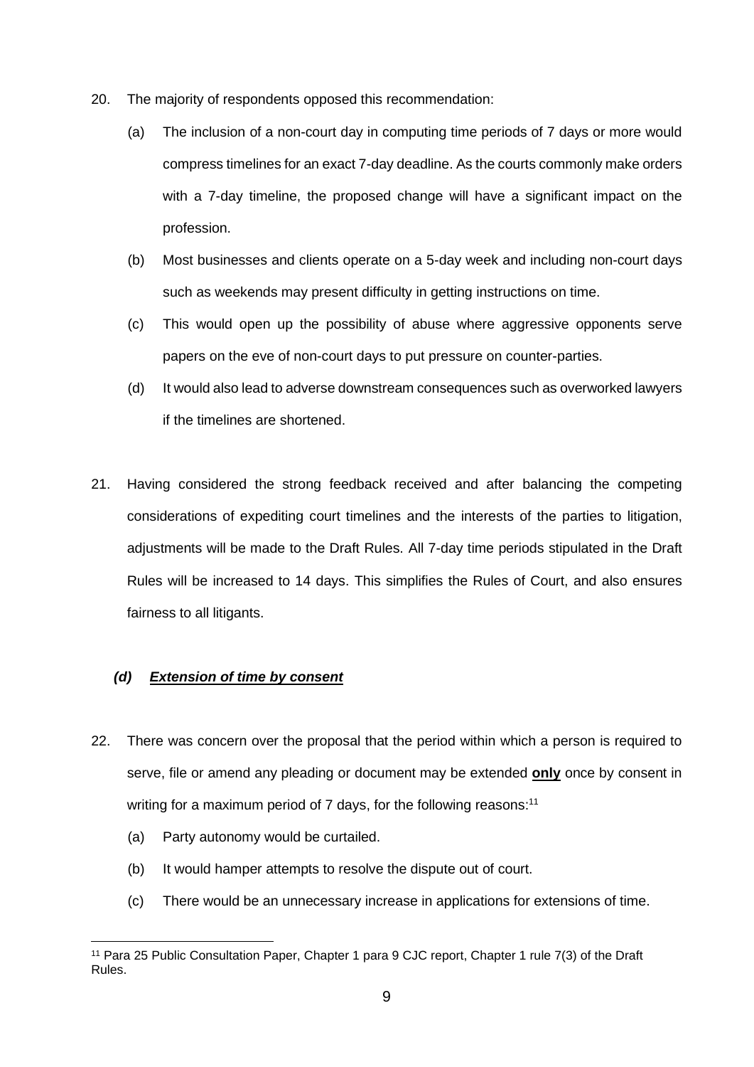20. The majority of respondents opposed this recommendation:

    (a) The inclusion of a non-court day in computing time periods of 7 days or more would compress timelines for an exact 7-day deadline. As the courts commonly make orders with a 7-day timeline, the proposed change will have a significant impact on the profession.

    (b) Most businesses and clients operate on a 5-day week and including non-court days such as weekends may present difficulty in getting instructions on time.

    (c) This would open up the possibility of abuse where aggressive opponents serve papers on the eve of non-court days to put pressure on counter-parties.

    (d) It would also lead to adverse downstream consequences such as overworked lawyers if the timelines are shortened.

21. Having considered the strong feedback received and after balancing the competing considerations of expediting court timelines and the interests of the parties to litigation, adjustments will be made to the Draft Rules. All 7-day time periods stipulated in the Draft Rules will be increased to 14 days. This simplifies the Rules of Court, and also ensures fairness to all litigants.

### *(d) __Extension of time by consent__*

22. There was concern over the proposal that the period within which a person is required to serve, file or amend any pleading or document may be extended **__only__** once by consent in writing for a maximum period of 7 days, for the following reasons:[11]

    (a) Party autonomy would be curtailed.

    (b) It would hamper attempts to resolve the dispute out of court.

    (c) There would be an unnecessary increase in applications for extensions of time.

[11] Para 25 Public Consultation Paper, Chapter 1 para 9 CJC report, Chapter 1 rule 7(3) of the Draft Rules.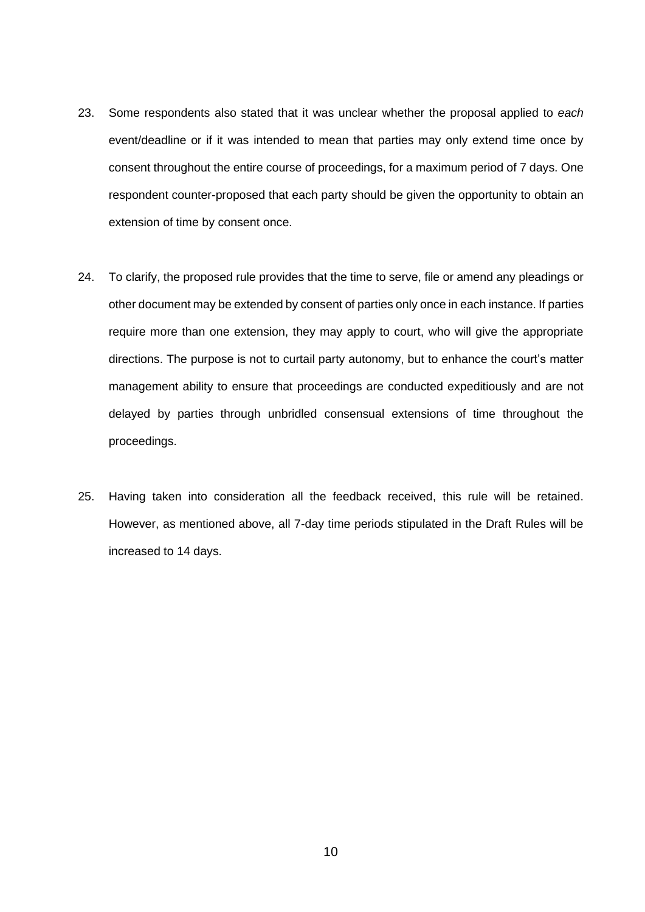23. Some respondents also stated that it was unclear whether the proposal applied to *each* event/deadline or if it was intended to mean that parties may only extend time once by consent throughout the entire course of proceedings, for a maximum period of 7 days. One respondent counter-proposed that each party should be given the opportunity to obtain an extension of time by consent once.

24. To clarify, the proposed rule provides that the time to serve, file or amend any pleadings or other document may be extended by consent of parties only once in each instance. If parties require more than one extension, they may apply to court, who will give the appropriate directions. The purpose is not to curtail party autonomy, but to enhance the court's matter management ability to ensure that proceedings are conducted expeditiously and are not delayed by parties through unbridled consensual extensions of time throughout the proceedings.

25. Having taken into consideration all the feedback received, this rule will be retained. However, as mentioned above, all 7-day time periods stipulated in the Draft Rules will be increased to 14 days.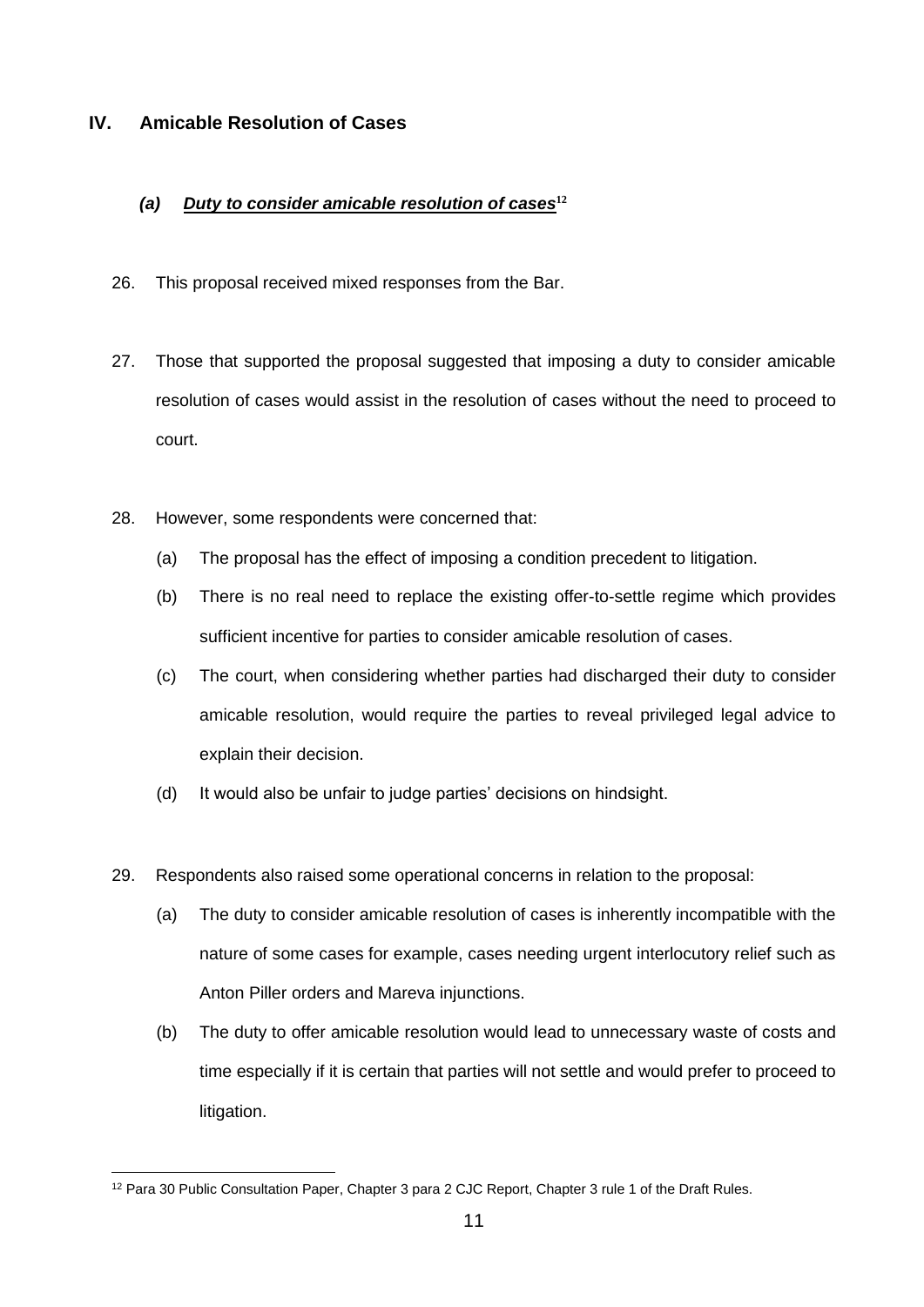## IV. Amicable Resolution of Cases

### *(a) Duty to consider amicable resolution of cases*[12]

26. This proposal received mixed responses from the Bar.

27. Those that supported the proposal suggested that imposing a duty to consider amicable resolution of cases would assist in the resolution of cases without the need to proceed to court.

28. However, some respondents were concerned that:

    (a) The proposal has the effect of imposing a condition precedent to litigation.

    (b) There is no real need to replace the existing offer-to-settle regime which provides sufficient incentive for parties to consider amicable resolution of cases.

    (c) The court, when considering whether parties had discharged their duty to consider amicable resolution, would require the parties to reveal privileged legal advice to explain their decision.

    (d) It would also be unfair to judge parties' decisions on hindsight.

29. Respondents also raised some operational concerns in relation to the proposal:

    (a) The duty to consider amicable resolution of cases is inherently incompatible with the nature of some cases for example, cases needing urgent interlocutory relief such as Anton Piller orders and Mareva injunctions.

    (b) The duty to offer amicable resolution would lead to unnecessary waste of costs and time especially if it is certain that parties will not settle and would prefer to proceed to litigation.

---

[12] Para 30 Public Consultation Paper, Chapter 3 para 2 CJC Report, Chapter 3 rule 1 of the Draft Rules.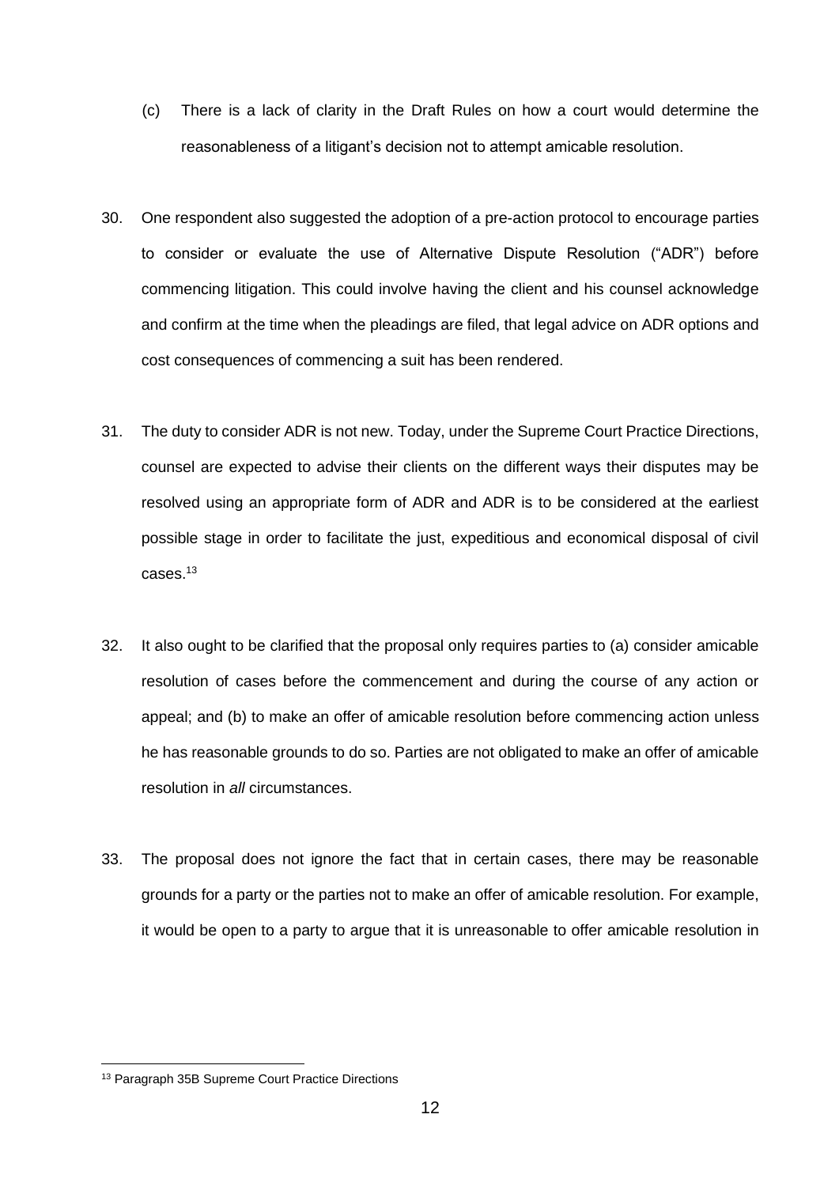(c) There is a lack of clarity in the Draft Rules on how a court would determine the reasonableness of a litigant's decision not to attempt amicable resolution.

30. One respondent also suggested the adoption of a pre-action protocol to encourage parties to consider or evaluate the use of Alternative Dispute Resolution ("ADR") before commencing litigation. This could involve having the client and his counsel acknowledge and confirm at the time when the pleadings are filed, that legal advice on ADR options and cost consequences of commencing a suit has been rendered.

31. The duty to consider ADR is not new. Today, under the Supreme Court Practice Directions, counsel are expected to advise their clients on the different ways their disputes may be resolved using an appropriate form of ADR and ADR is to be considered at the earliest possible stage in order to facilitate the just, expeditious and economical disposal of civil cases.[13]

32. It also ought to be clarified that the proposal only requires parties to (a) consider amicable resolution of cases before the commencement and during the course of any action or appeal; and (b) to make an offer of amicable resolution before commencing action unless he has reasonable grounds to do so. Parties are not obligated to make an offer of amicable resolution in *all* circumstances.

33. The proposal does not ignore the fact that in certain cases, there may be reasonable grounds for a party or the parties not to make an offer of amicable resolution. For example, it would be open to a party to argue that it is unreasonable to offer amicable resolution in

[13] Paragraph 35B Supreme Court Practice Directions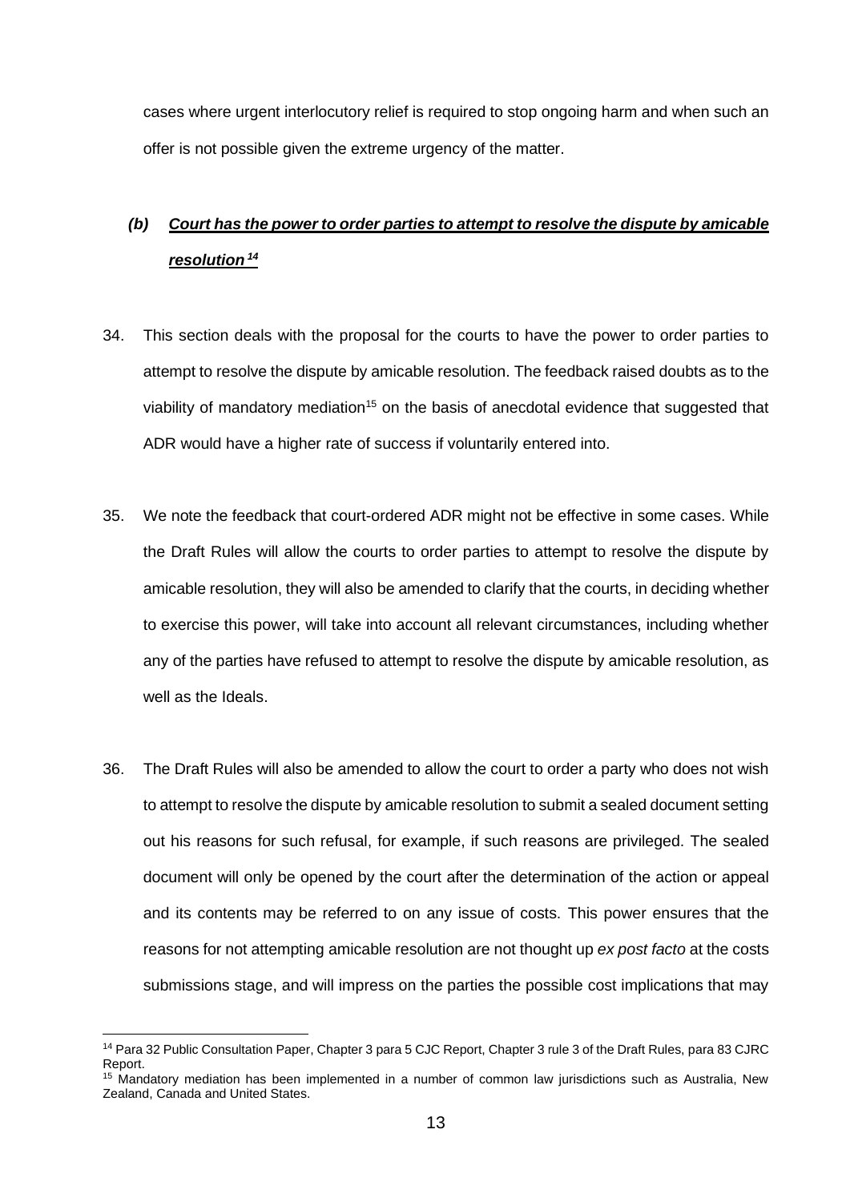cases where urgent interlocutory relief is required to stop ongoing harm and when such an offer is not possible given the extreme urgency of the matter.

### *(b) Court has the power to order parties to attempt to resolve the dispute by amicable resolution*[14]

34. This section deals with the proposal for the courts to have the power to order parties to attempt to resolve the dispute by amicable resolution. The feedback raised doubts as to the viability of mandatory mediation[15] on the basis of anecdotal evidence that suggested that ADR would have a higher rate of success if voluntarily entered into.

35. We note the feedback that court-ordered ADR might not be effective in some cases. While the Draft Rules will allow the courts to order parties to attempt to resolve the dispute by amicable resolution, they will also be amended to clarify that the courts, in deciding whether to exercise this power, will take into account all relevant circumstances, including whether any of the parties have refused to attempt to resolve the dispute by amicable resolution, as well as the Ideals.

36. The Draft Rules will also be amended to allow the court to order a party who does not wish to attempt to resolve the dispute by amicable resolution to submit a sealed document setting out his reasons for such refusal, for example, if such reasons are privileged. The sealed document will only be opened by the court after the determination of the action or appeal and its contents may be referred to on any issue of costs. This power ensures that the reasons for not attempting amicable resolution are not thought up *ex post facto* at the costs submissions stage, and will impress on the parties the possible cost implications that may

---

[14] Para 32 Public Consultation Paper, Chapter 3 para 5 CJC Report, Chapter 3 rule 3 of the Draft Rules, para 83 CJRC Report.

[15] Mandatory mediation has been implemented in a number of common law jurisdictions such as Australia, New Zealand, Canada and United States.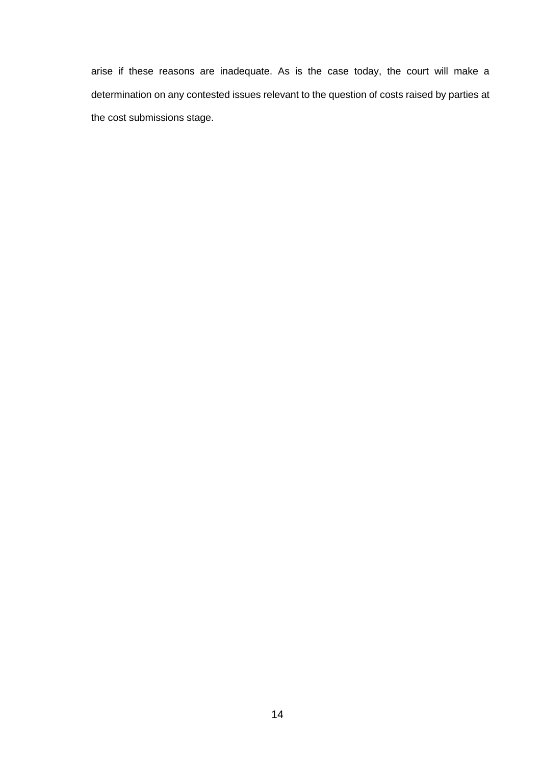arise if these reasons are inadequate. As is the case today, the court will make a determination on any contested issues relevant to the question of costs raised by parties at the cost submissions stage.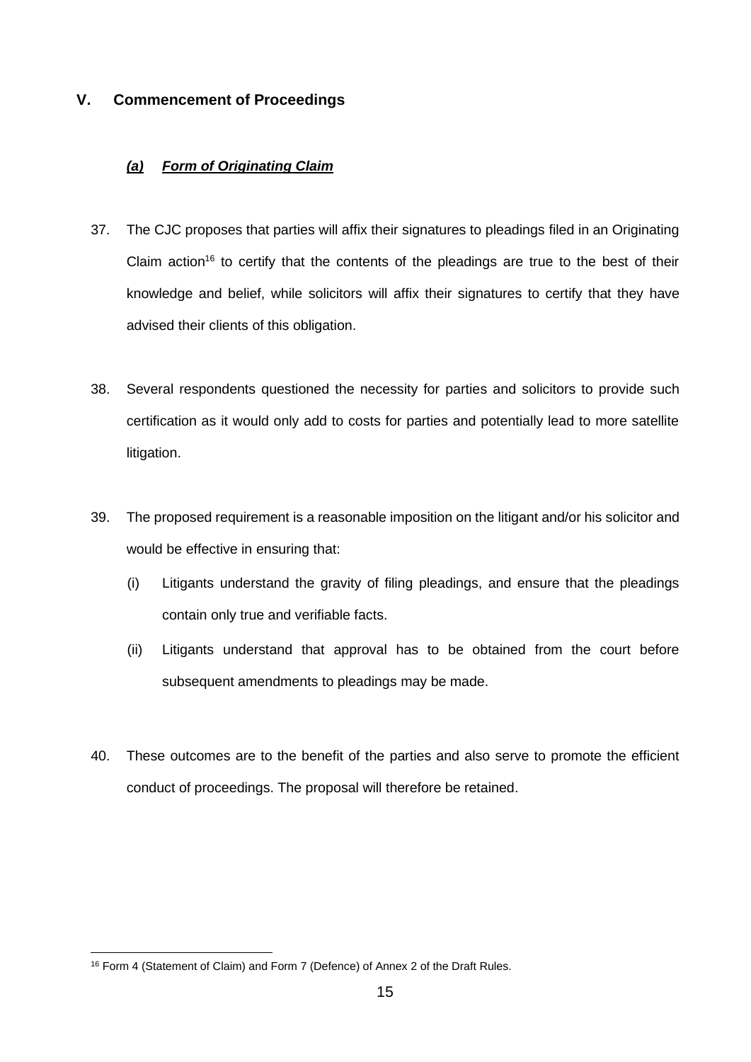## V. Commencement of Proceedings

### *(a) Form of Originating Claim*

37. The CJC proposes that parties will affix their signatures to pleadings filed in an Originating Claim action[16] to certify that the contents of the pleadings are true to the best of their knowledge and belief, while solicitors will affix their signatures to certify that they have advised their clients of this obligation.

38. Several respondents questioned the necessity for parties and solicitors to provide such certification as it would only add to costs for parties and potentially lead to more satellite litigation.

39. The proposed requirement is a reasonable imposition on the litigant and/or his solicitor and would be effective in ensuring that:

    (i) Litigants understand the gravity of filing pleadings, and ensure that the pleadings contain only true and verifiable facts.

    (ii) Litigants understand that approval has to be obtained from the court before subsequent amendments to pleadings may be made.

40. These outcomes are to the benefit of the parties and also serve to promote the efficient conduct of proceedings. The proposal will therefore be retained.

---

[16] Form 4 (Statement of Claim) and Form 7 (Defence) of Annex 2 of the Draft Rules.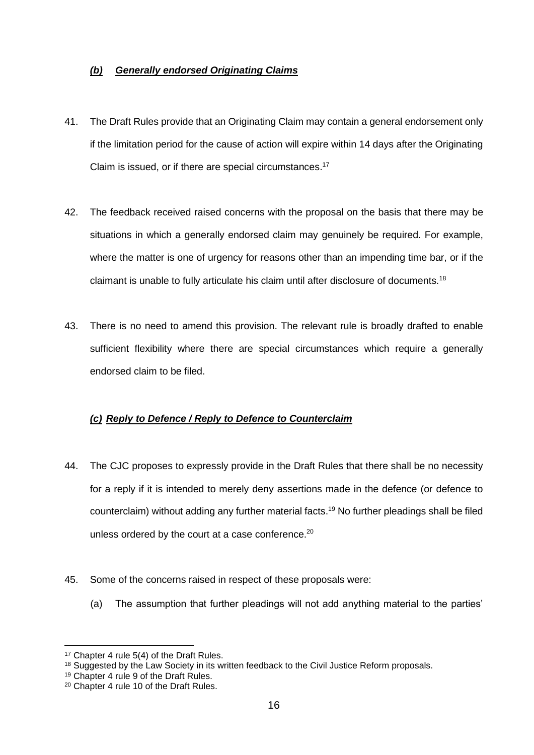### ***(b) Generally endorsed Originating Claims***

41. The Draft Rules provide that an Originating Claim may contain a general endorsement only if the limitation period for the cause of action will expire within 14 days after the Originating Claim is issued, or if there are special circumstances.[17]

42. The feedback received raised concerns with the proposal on the basis that there may be situations in which a generally endorsed claim may genuinely be required. For example, where the matter is one of urgency for reasons other than an impending time bar, or if the claimant is unable to fully articulate his claim until after disclosure of documents.[18]

43. There is no need to amend this provision. The relevant rule is broadly drafted to enable sufficient flexibility where there are special circumstances which require a generally endorsed claim to be filed.

### ***(c) Reply to Defence / Reply to Defence to Counterclaim***

44. The CJC proposes to expressly provide in the Draft Rules that there shall be no necessity for a reply if it is intended to merely deny assertions made in the defence (or defence to counterclaim) without adding any further material facts.[19] No further pleadings shall be filed unless ordered by the court at a case conference.[20]

45. Some of the concerns raised in respect of these proposals were:

    (a) The assumption that further pleadings will not add anything material to the parties'

---

[17] Chapter 4 rule 5(4) of the Draft Rules.

[18] Suggested by the Law Society in its written feedback to the Civil Justice Reform proposals.

[19] Chapter 4 rule 9 of the Draft Rules.

[20] Chapter 4 rule 10 of the Draft Rules.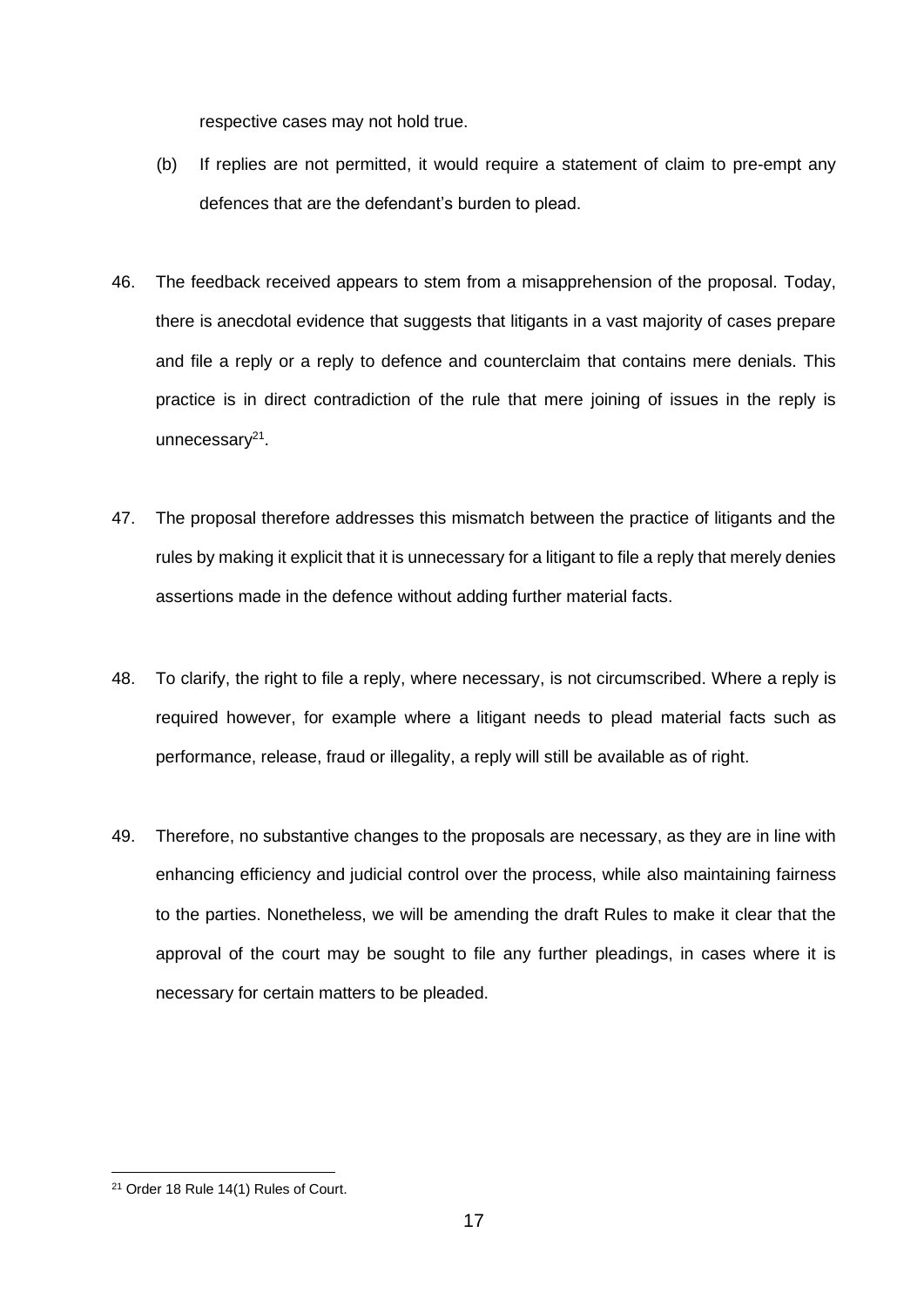respective cases may not hold true.

(b) If replies are not permitted, it would require a statement of claim to pre-empt any defences that are the defendant's burden to plead.

46. The feedback received appears to stem from a misapprehension of the proposal. Today, there is anecdotal evidence that suggests that litigants in a vast majority of cases prepare and file a reply or a reply to defence and counterclaim that contains mere denials. This practice is in direct contradiction of the rule that mere joining of issues in the reply is unnecessary[21].

47. The proposal therefore addresses this mismatch between the practice of litigants and the rules by making it explicit that it is unnecessary for a litigant to file a reply that merely denies assertions made in the defence without adding further material facts.

48. To clarify, the right to file a reply, where necessary, is not circumscribed. Where a reply is required however, for example where a litigant needs to plead material facts such as performance, release, fraud or illegality, a reply will still be available as of right.

49. Therefore, no substantive changes to the proposals are necessary, as they are in line with enhancing efficiency and judicial control over the process, while also maintaining fairness to the parties. Nonetheless, we will be amending the draft Rules to make it clear that the approval of the court may be sought to file any further pleadings, in cases where it is necessary for certain matters to be pleaded.

[21] Order 18 Rule 14(1) Rules of Court.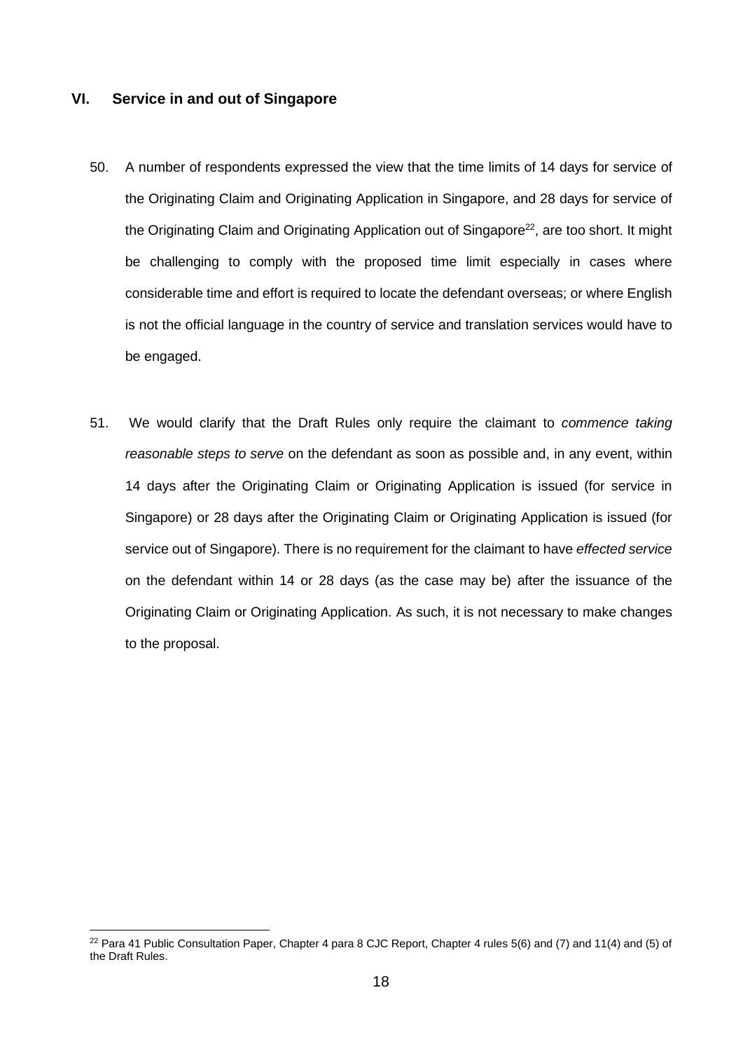## VI. Service in and out of Singapore

50. A number of respondents expressed the view that the time limits of 14 days for service of the Originating Claim and Originating Application in Singapore, and 28 days for service of the Originating Claim and Originating Application out of Singapore[22], are too short. It might be challenging to comply with the proposed time limit especially in cases where considerable time and effort is required to locate the defendant overseas; or where English is not the official language in the country of service and translation services would have to be engaged.

51. We would clarify that the Draft Rules only require the claimant to *commence taking reasonable steps to serve* on the defendant as soon as possible and, in any event, within 14 days after the Originating Claim or Originating Application is issued (for service in Singapore) or 28 days after the Originating Claim or Originating Application is issued (for service out of Singapore). There is no requirement for the claimant to have *effected service* on the defendant within 14 or 28 days (as the case may be) after the issuance of the Originating Claim or Originating Application. As such, it is not necessary to make changes to the proposal.

[22] Para 41 Public Consultation Paper, Chapter 4 para 8 CJC Report, Chapter 4 rules 5(6) and (7) and 11(4) and (5) of the Draft Rules.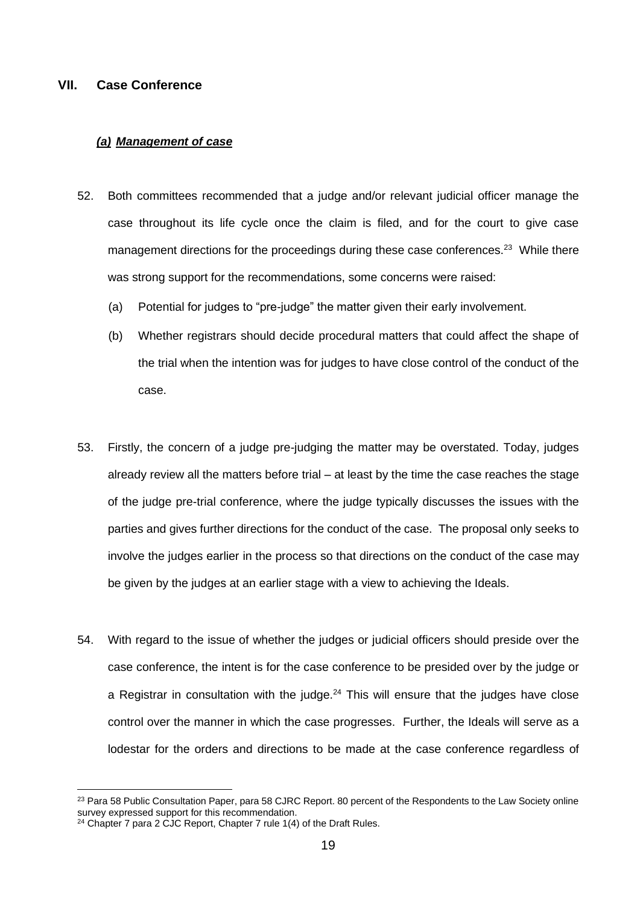## VII. Case Conference

### ***(a) Management of case***

52. Both committees recommended that a judge and/or relevant judicial officer manage the case throughout its life cycle once the claim is filed, and for the court to give case management directions for the proceedings during these case conferences.[23] While there was strong support for the recommendations, some concerns were raised:

    (a) Potential for judges to "pre-judge" the matter given their early involvement.

    (b) Whether registrars should decide procedural matters that could affect the shape of the trial when the intention was for judges to have close control of the conduct of the case.

53. Firstly, the concern of a judge pre-judging the matter may be overstated. Today, judges already review all the matters before trial – at least by the time the case reaches the stage of the judge pre-trial conference, where the judge typically discusses the issues with the parties and gives further directions for the conduct of the case. The proposal only seeks to involve the judges earlier in the process so that directions on the conduct of the case may be given by the judges at an earlier stage with a view to achieving the Ideals.

54. With regard to the issue of whether the judges or judicial officers should preside over the case conference, the intent is for the case conference to be presided over by the judge or a Registrar in consultation with the judge.[24] This will ensure that the judges have close control over the manner in which the case progresses. Further, the Ideals will serve as a lodestar for the orders and directions to be made at the case conference regardless of

---

[23] Para 58 Public Consultation Paper, para 58 CJRC Report. 80 percent of the Respondents to the Law Society online survey expressed support for this recommendation.

[24] Chapter 7 para 2 CJC Report, Chapter 7 rule 1(4) of the Draft Rules.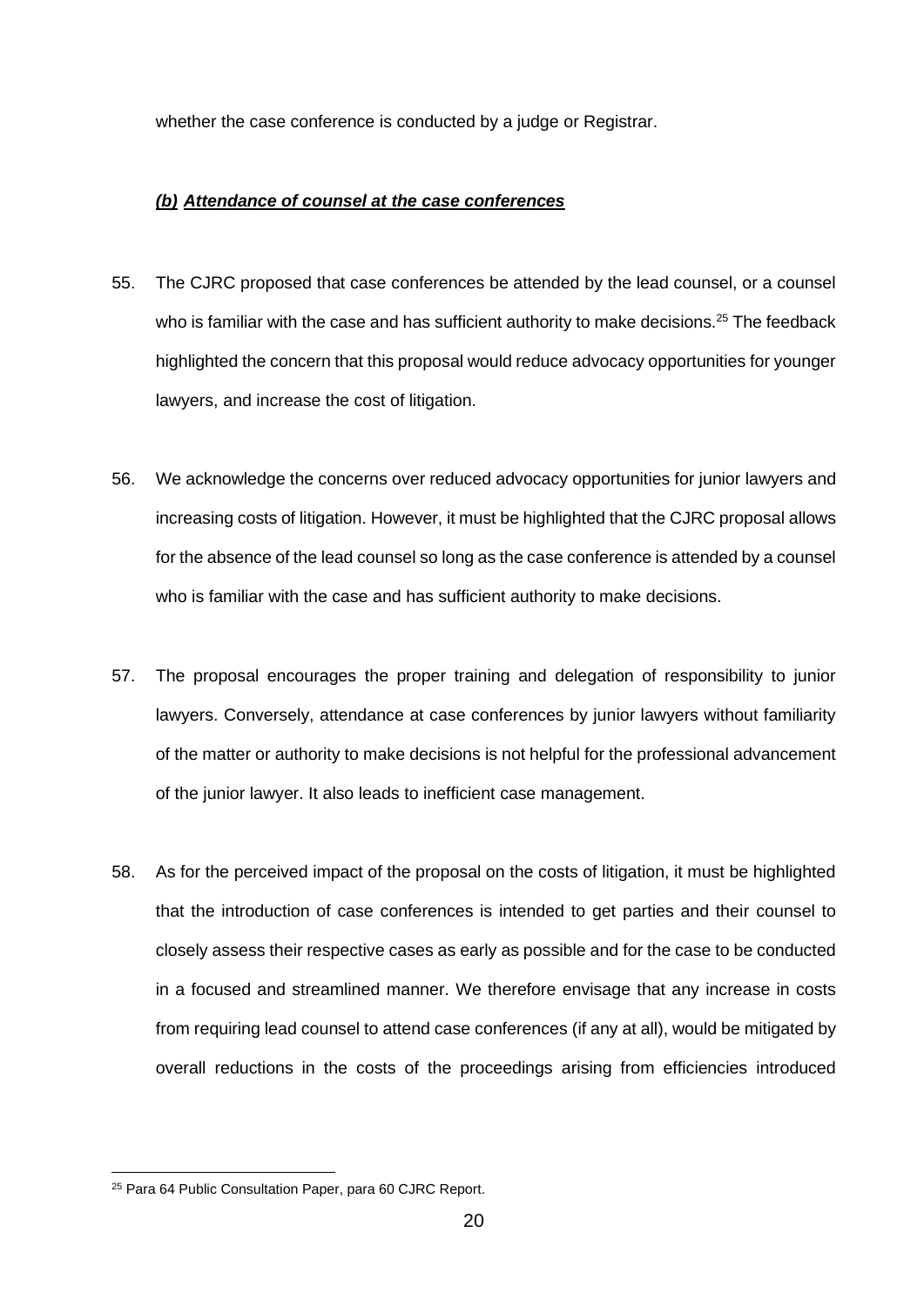whether the case conference is conducted by a judge or Registrar.

***(b)*** ***Attendance of counsel at the case conferences***

55. The CJRC proposed that case conferences be attended by the lead counsel, or a counsel who is familiar with the case and has sufficient authority to make decisions.[25] The feedback highlighted the concern that this proposal would reduce advocacy opportunities for younger lawyers, and increase the cost of litigation.

56. We acknowledge the concerns over reduced advocacy opportunities for junior lawyers and increasing costs of litigation. However, it must be highlighted that the CJRC proposal allows for the absence of the lead counsel so long as the case conference is attended by a counsel who is familiar with the case and has sufficient authority to make decisions.

57. The proposal encourages the proper training and delegation of responsibility to junior lawyers. Conversely, attendance at case conferences by junior lawyers without familiarity of the matter or authority to make decisions is not helpful for the professional advancement of the junior lawyer. It also leads to inefficient case management.

58. As for the perceived impact of the proposal on the costs of litigation, it must be highlighted that the introduction of case conferences is intended to get parties and their counsel to closely assess their respective cases as early as possible and for the case to be conducted in a focused and streamlined manner. We therefore envisage that any increase in costs from requiring lead counsel to attend case conferences (if any at all), would be mitigated by overall reductions in the costs of the proceedings arising from efficiencies introduced

---

[25] Para 64 Public Consultation Paper, para 60 CJRC Report.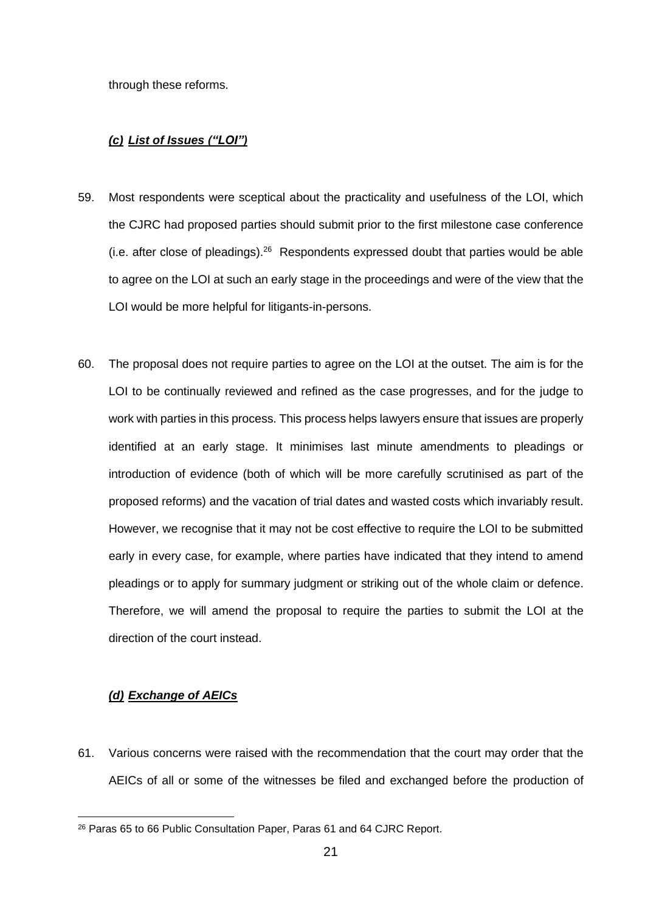through these reforms.

### *(c) List of Issues ("LOI")*

59. Most respondents were sceptical about the practicality and usefulness of the LOI, which the CJRC had proposed parties should submit prior to the first milestone case conference (i.e. after close of pleadings).[26] Respondents expressed doubt that parties would be able to agree on the LOI at such an early stage in the proceedings and were of the view that the LOI would be more helpful for litigants-in-persons.

60. The proposal does not require parties to agree on the LOI at the outset. The aim is for the LOI to be continually reviewed and refined as the case progresses, and for the judge to work with parties in this process. This process helps lawyers ensure that issues are properly identified at an early stage. It minimises last minute amendments to pleadings or introduction of evidence (both of which will be more carefully scrutinised as part of the proposed reforms) and the vacation of trial dates and wasted costs which invariably result. However, we recognise that it may not be cost effective to require the LOI to be submitted early in every case, for example, where parties have indicated that they intend to amend pleadings or to apply for summary judgment or striking out of the whole claim or defence. Therefore, we will amend the proposal to require the parties to submit the LOI at the direction of the court instead.

### *(d) Exchange of AEICs*

61. Various concerns were raised with the recommendation that the court may order that the AEICs of all or some of the witnesses be filed and exchanged before the production of

---

[26] Paras 65 to 66 Public Consultation Paper, Paras 61 and 64 CJRC Report.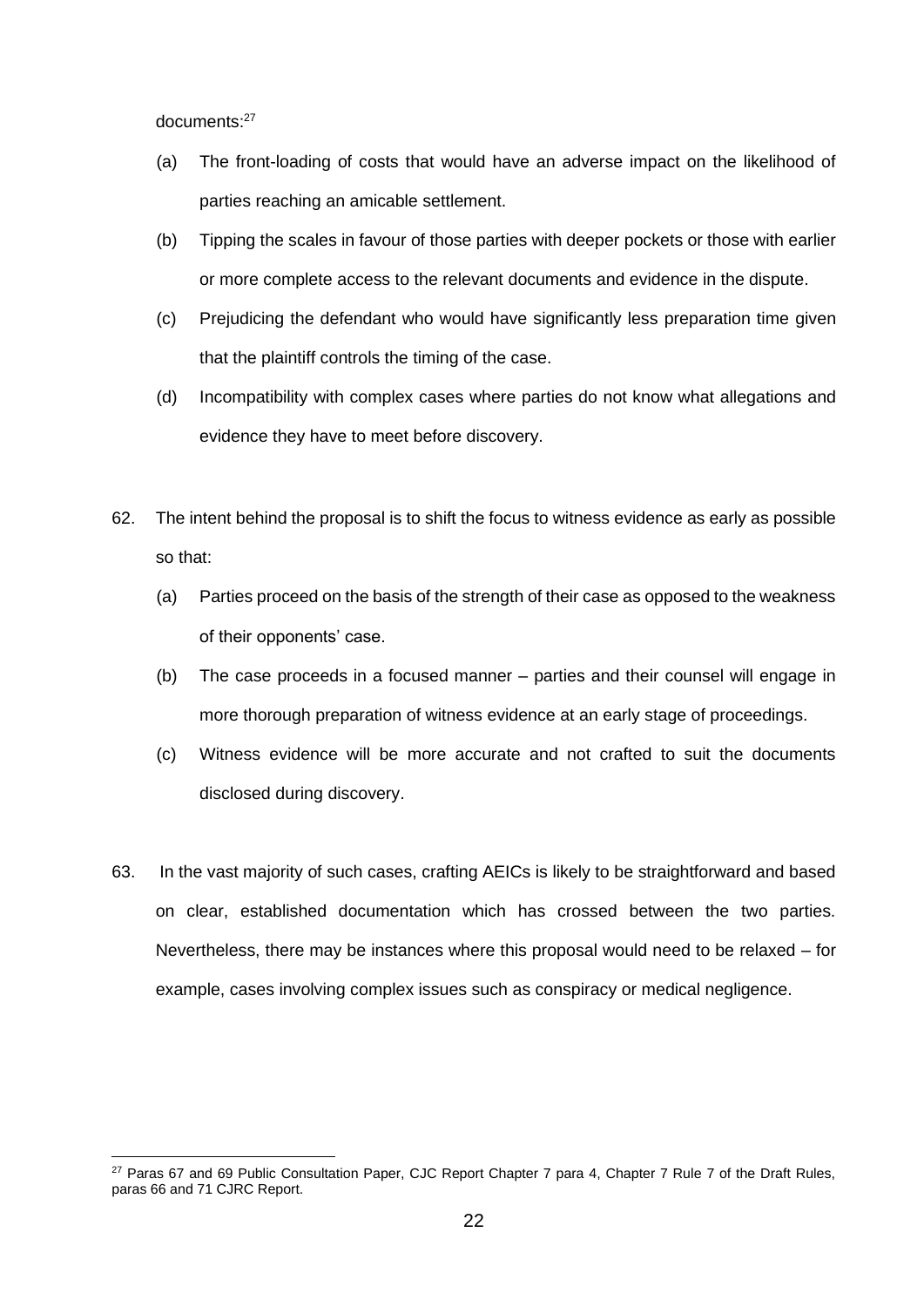documents:[27]

(a) The front-loading of costs that would have an adverse impact on the likelihood of parties reaching an amicable settlement.

(b) Tipping the scales in favour of those parties with deeper pockets or those with earlier or more complete access to the relevant documents and evidence in the dispute.

(c) Prejudicing the defendant who would have significantly less preparation time given that the plaintiff controls the timing of the case.

(d) Incompatibility with complex cases where parties do not know what allegations and evidence they have to meet before discovery.

62. The intent behind the proposal is to shift the focus to witness evidence as early as possible so that:

(a) Parties proceed on the basis of the strength of their case as opposed to the weakness of their opponents' case.

(b) The case proceeds in a focused manner – parties and their counsel will engage in more thorough preparation of witness evidence at an early stage of proceedings.

(c) Witness evidence will be more accurate and not crafted to suit the documents disclosed during discovery.

63. In the vast majority of such cases, crafting AEICs is likely to be straightforward and based on clear, established documentation which has crossed between the two parties. Nevertheless, there may be instances where this proposal would need to be relaxed – for example, cases involving complex issues such as conspiracy or medical negligence.

---

[27] Paras 67 and 69 Public Consultation Paper, CJC Report Chapter 7 para 4, Chapter 7 Rule 7 of the Draft Rules, paras 66 and 71 CJRC Report.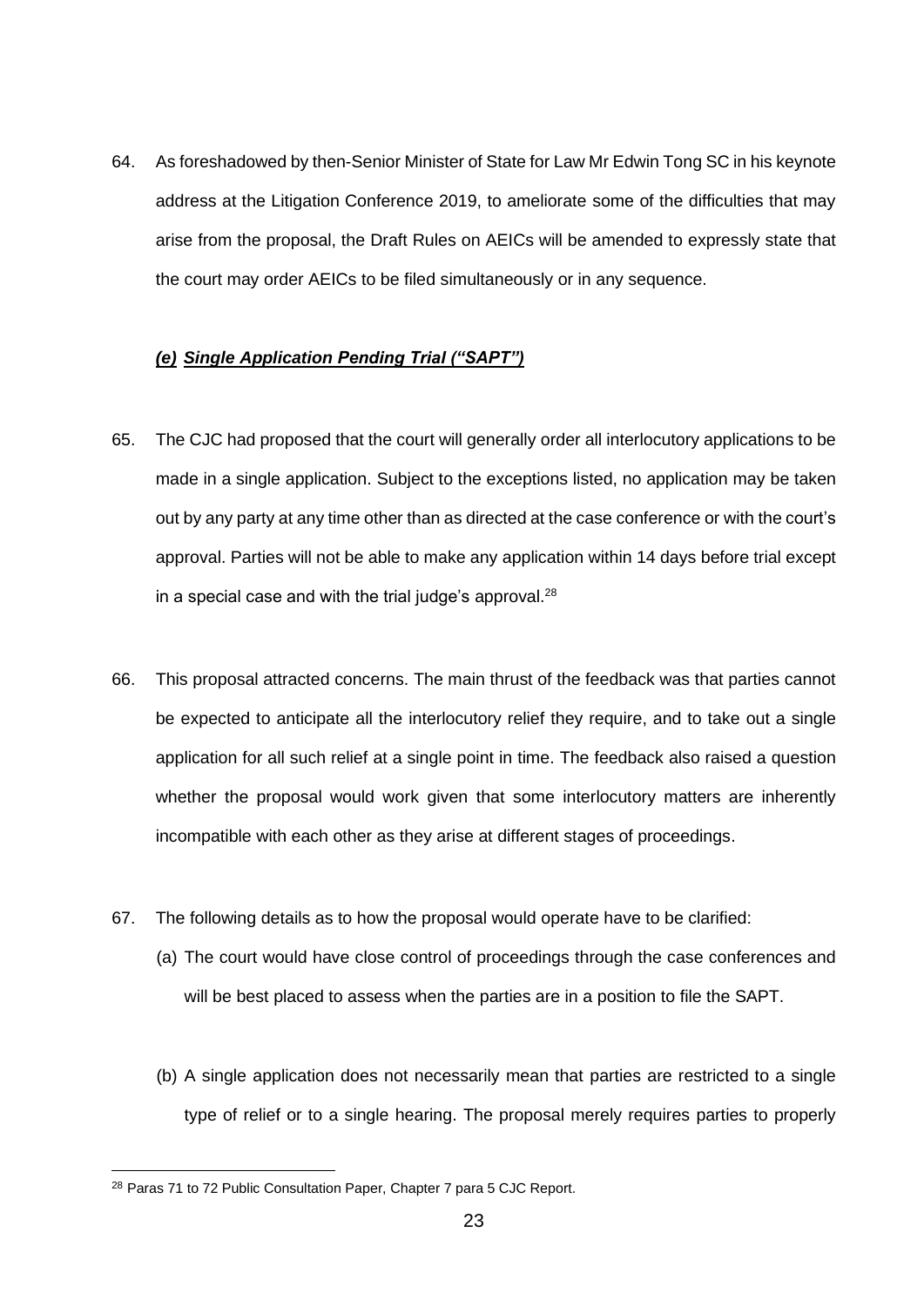64. As foreshadowed by then-Senior Minister of State for Law Mr Edwin Tong SC in his keynote address at the Litigation Conference 2019, to ameliorate some of the difficulties that may arise from the proposal, the Draft Rules on AEICs will be amended to expressly state that the court may order AEICs to be filed simultaneously or in any sequence.

### ***(e) Single Application Pending Trial ("SAPT")***

65. The CJC had proposed that the court will generally order all interlocutory applications to be made in a single application. Subject to the exceptions listed, no application may be taken out by any party at any time other than as directed at the case conference or with the court's approval. Parties will not be able to make any application within 14 days before trial except in a special case and with the trial judge's approval.[28]

66. This proposal attracted concerns. The main thrust of the feedback was that parties cannot be expected to anticipate all the interlocutory relief they require, and to take out a single application for all such relief at a single point in time. The feedback also raised a question whether the proposal would work given that some interlocutory matters are inherently incompatible with each other as they arise at different stages of proceedings.

67. The following details as to how the proposal would operate have to be clarified:

    (a) The court would have close control of proceedings through the case conferences and will be best placed to assess when the parties are in a position to file the SAPT.

    (b) A single application does not necessarily mean that parties are restricted to a single type of relief or to a single hearing. The proposal merely requires parties to properly

---

[28] Paras 71 to 72 Public Consultation Paper, Chapter 7 para 5 CJC Report.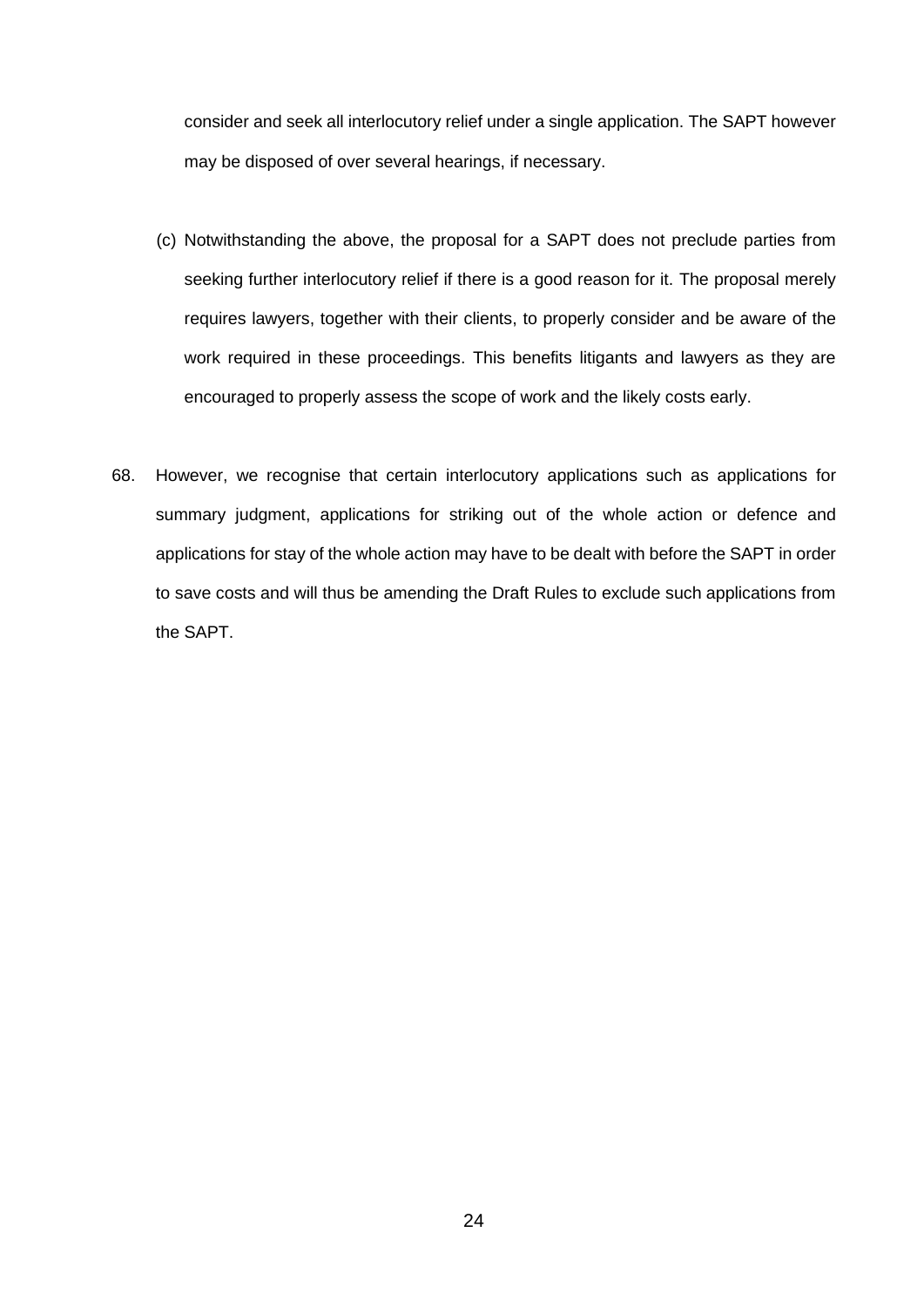consider and seek all interlocutory relief under a single application. The SAPT however may be disposed of over several hearings, if necessary.

(c) Notwithstanding the above, the proposal for a SAPT does not preclude parties from seeking further interlocutory relief if there is a good reason for it. The proposal merely requires lawyers, together with their clients, to properly consider and be aware of the work required in these proceedings. This benefits litigants and lawyers as they are encouraged to properly assess the scope of work and the likely costs early.

68. However, we recognise that certain interlocutory applications such as applications for summary judgment, applications for striking out of the whole action or defence and applications for stay of the whole action may have to be dealt with before the SAPT in order to save costs and will thus be amending the Draft Rules to exclude such applications from the SAPT.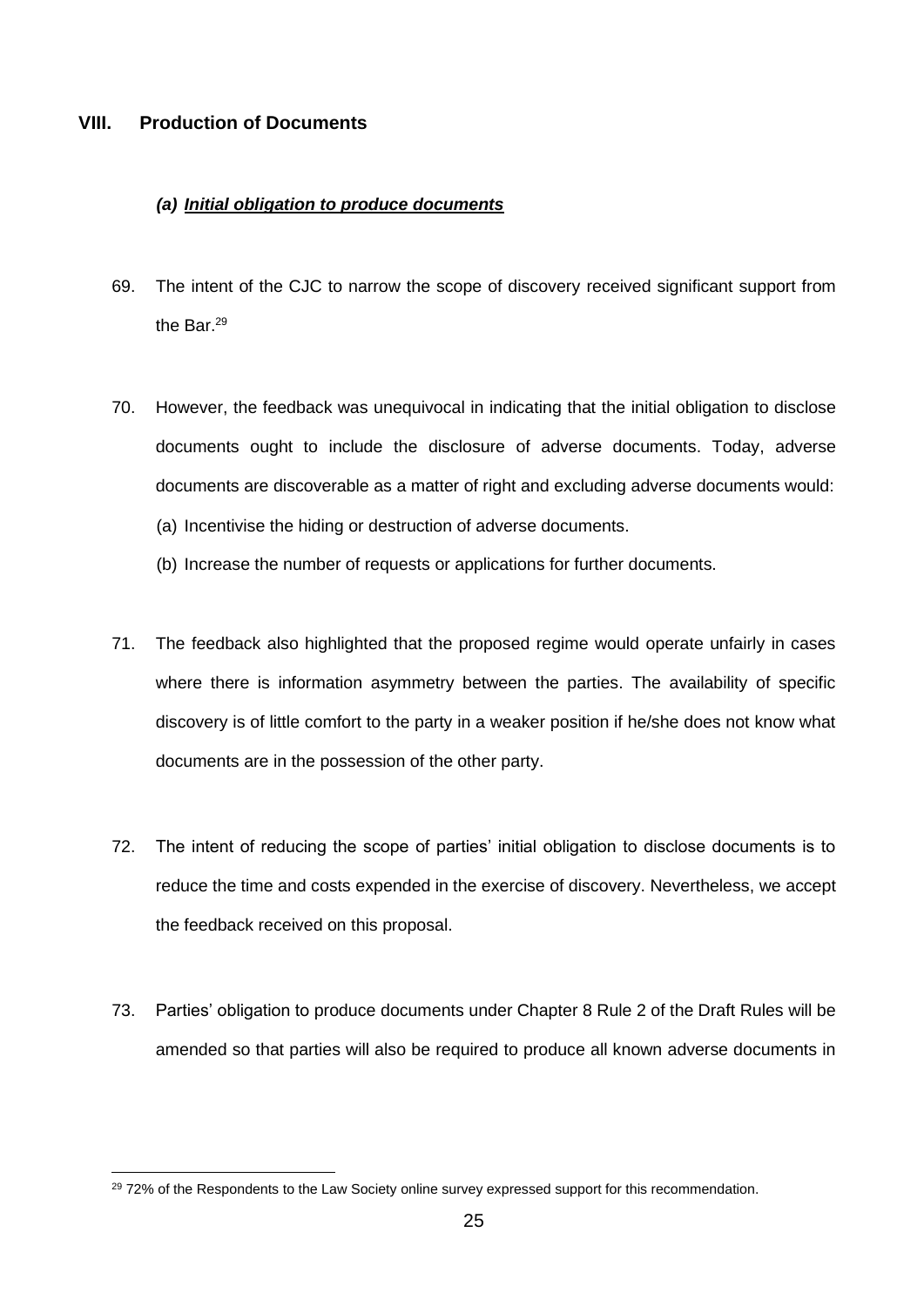## VIII. Production of Documents

### *(a) **Initial obligation to produce documents***

69. The intent of the CJC to narrow the scope of discovery received significant support from the Bar.[29]

70. However, the feedback was unequivocal in indicating that the initial obligation to disclose documents ought to include the disclosure of adverse documents. Today, adverse documents are discoverable as a matter of right and excluding adverse documents would:
    (a) Incentivise the hiding or destruction of adverse documents.
    (b) Increase the number of requests or applications for further documents.

71. The feedback also highlighted that the proposed regime would operate unfairly in cases where there is information asymmetry between the parties. The availability of specific discovery is of little comfort to the party in a weaker position if he/she does not know what documents are in the possession of the other party.

72. The intent of reducing the scope of parties' initial obligation to disclose documents is to reduce the time and costs expended in the exercise of discovery. Nevertheless, we accept the feedback received on this proposal.

73. Parties' obligation to produce documents under Chapter 8 Rule 2 of the Draft Rules will be amended so that parties will also be required to produce all known adverse documents in

---

[29] 72% of the Respondents to the Law Society online survey expressed support for this recommendation.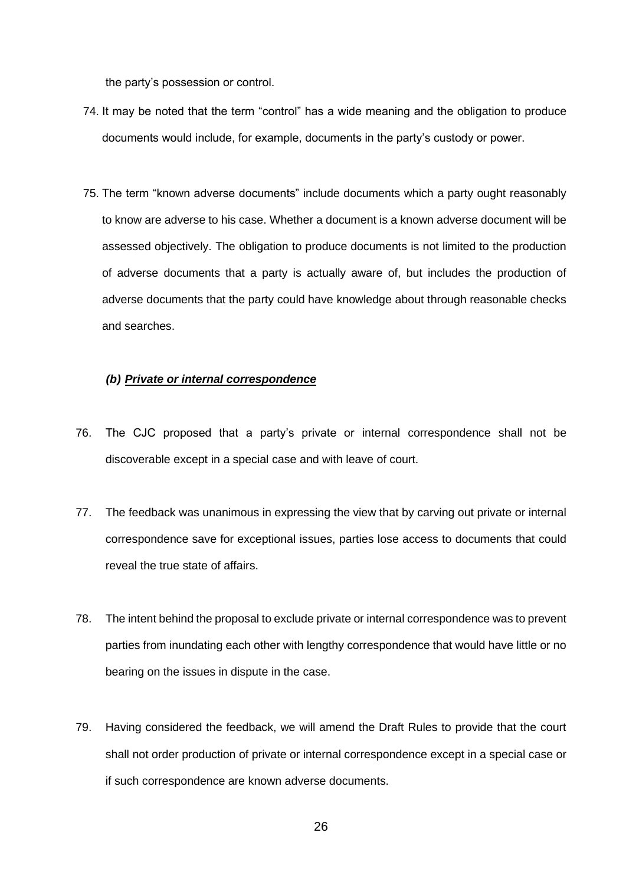the party's possession or control.

74. It may be noted that the term "control" has a wide meaning and the obligation to produce documents would include, for example, documents in the party's custody or power.

75. The term "known adverse documents" include documents which a party ought reasonably to know are adverse to his case. Whether a document is a known adverse document will be assessed objectively. The obligation to produce documents is not limited to the production of adverse documents that a party is actually aware of, but includes the production of adverse documents that the party could have knowledge about through reasonable checks and searches.

#### *(b) __Private or internal correspondence__*

76. The CJC proposed that a party's private or internal correspondence shall not be discoverable except in a special case and with leave of court.

77. The feedback was unanimous in expressing the view that by carving out private or internal correspondence save for exceptional issues, parties lose access to documents that could reveal the true state of affairs.

78. The intent behind the proposal to exclude private or internal correspondence was to prevent parties from inundating each other with lengthy correspondence that would have little or no bearing on the issues in dispute in the case.

79. Having considered the feedback, we will amend the Draft Rules to provide that the court shall not order production of private or internal correspondence except in a special case or if such correspondence are known adverse documents.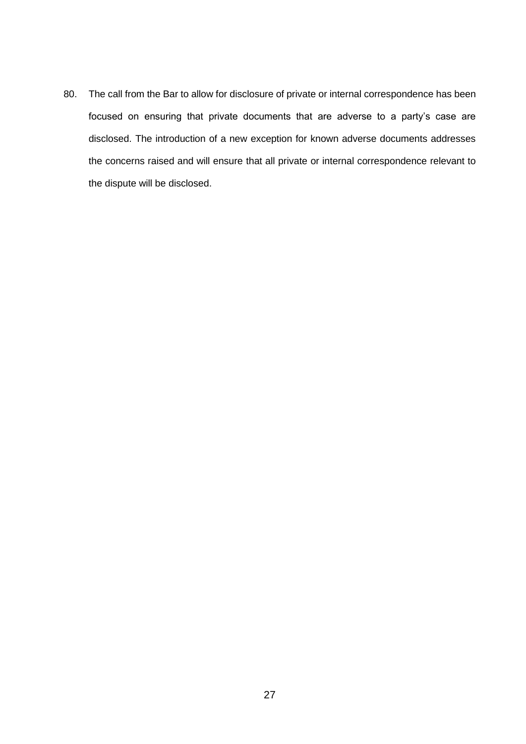80. The call from the Bar to allow for disclosure of private or internal correspondence has been focused on ensuring that private documents that are adverse to a party's case are disclosed. The introduction of a new exception for known adverse documents addresses the concerns raised and will ensure that all private or internal correspondence relevant to the dispute will be disclosed.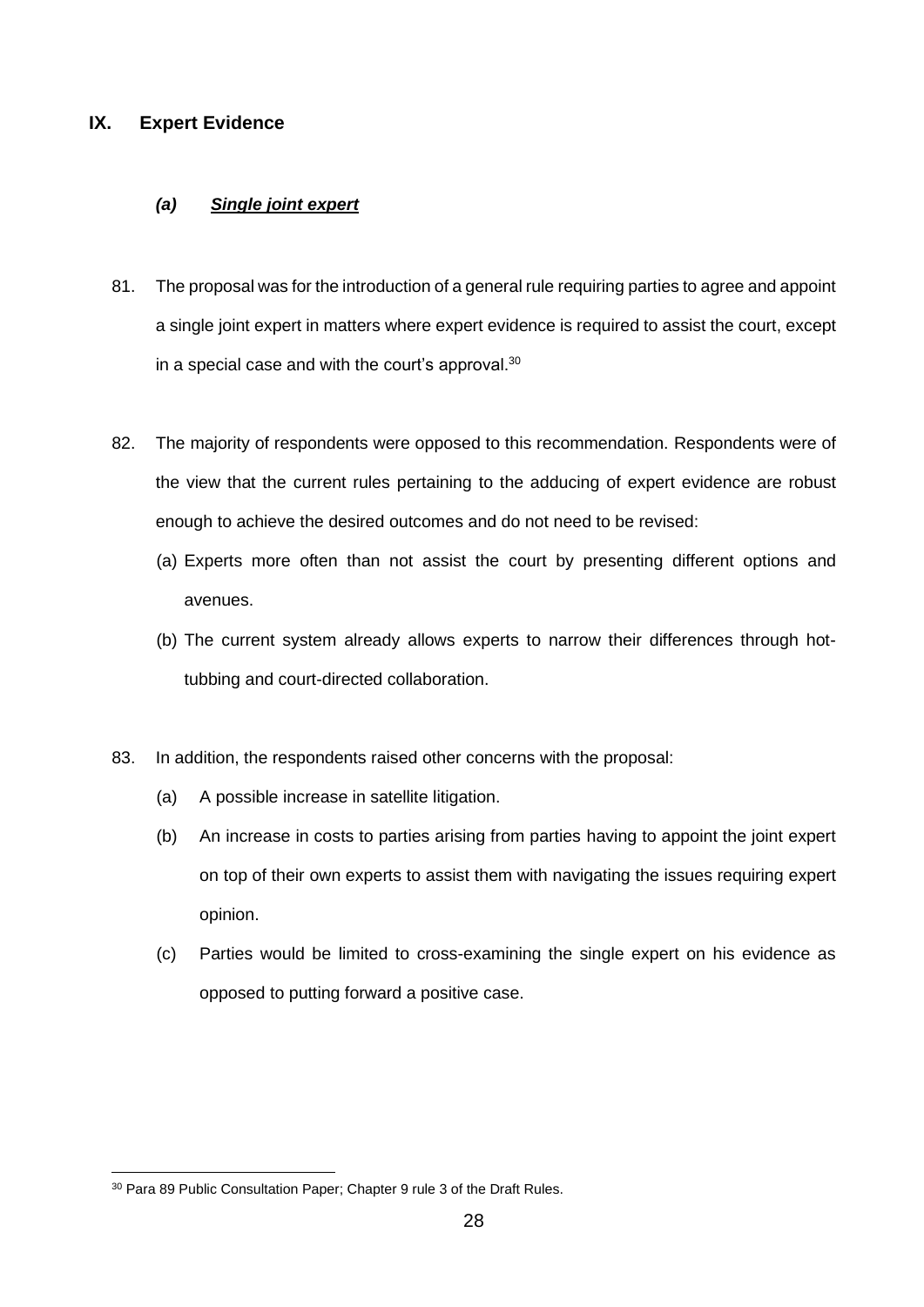## IX. Expert Evidence

### *(a) <u>Single joint expert</u>*

81. The proposal was for the introduction of a general rule requiring parties to agree and appoint a single joint expert in matters where expert evidence is required to assist the court, except in a special case and with the court's approval.[30]

82. The majority of respondents were opposed to this recommendation. Respondents were of the view that the current rules pertaining to the adducing of expert evidence are robust enough to achieve the desired outcomes and do not need to be revised:

    (a) Experts more often than not assist the court by presenting different options and avenues.

    (b) The current system already allows experts to narrow their differences through hot-tubbing and court-directed collaboration.

83. In addition, the respondents raised other concerns with the proposal:

    (a) A possible increase in satellite litigation.

    (b) An increase in costs to parties arising from parties having to appoint the joint expert on top of their own experts to assist them with navigating the issues requiring expert opinion.

    (c) Parties would be limited to cross-examining the single expert on his evidence as opposed to putting forward a positive case.

---

[30] Para 89 Public Consultation Paper; Chapter 9 rule 3 of the Draft Rules.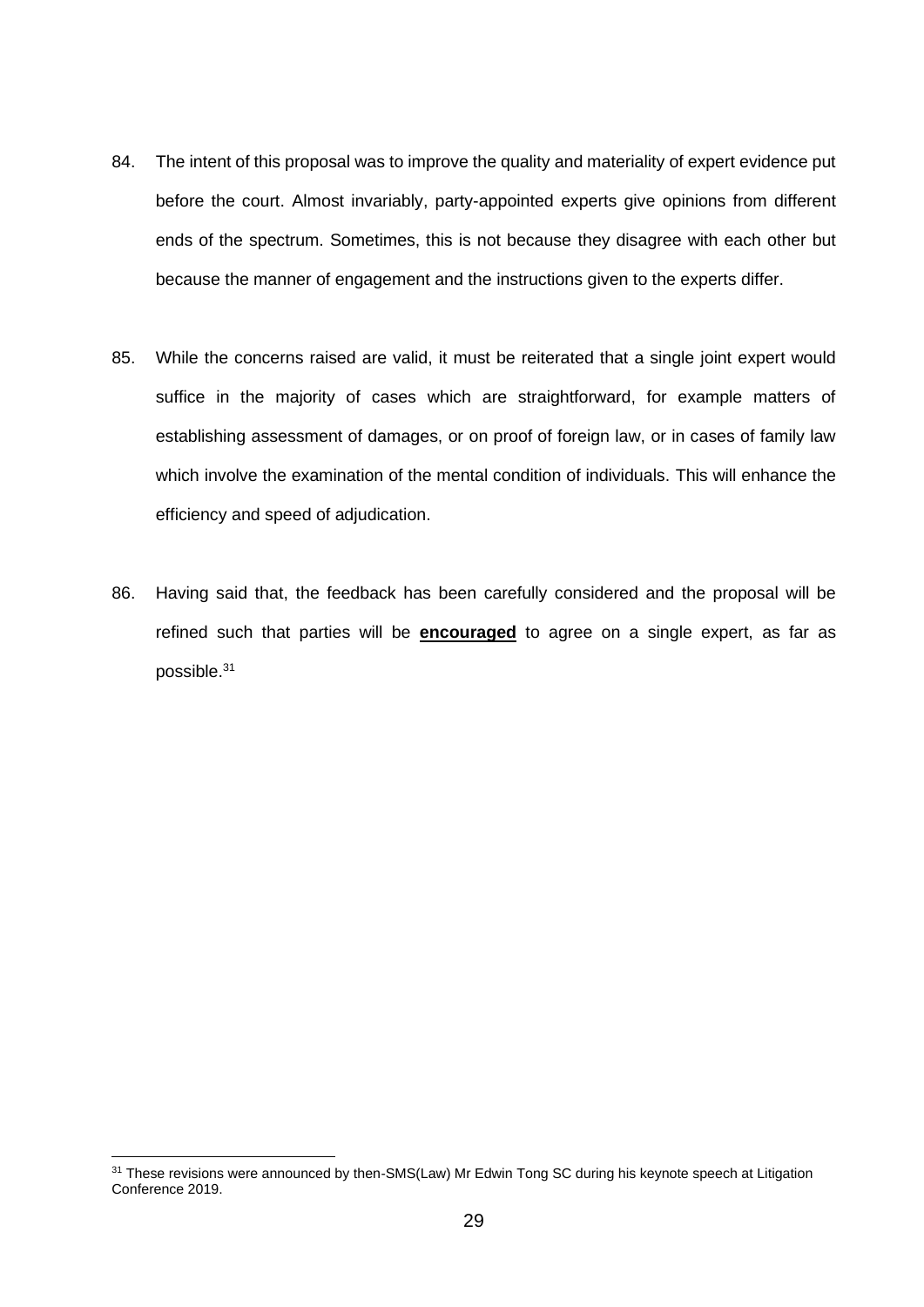84. The intent of this proposal was to improve the quality and materiality of expert evidence put before the court. Almost invariably, party-appointed experts give opinions from different ends of the spectrum. Sometimes, this is not because they disagree with each other but because the manner of engagement and the instructions given to the experts differ.

85. While the concerns raised are valid, it must be reiterated that a single joint expert would suffice in the majority of cases which are straightforward, for example matters of establishing assessment of damages, or on proof of foreign law, or in cases of family law which involve the examination of the mental condition of individuals. This will enhance the efficiency and speed of adjudication.

86. Having said that, the feedback has been carefully considered and the proposal will be refined such that parties will be **encouraged** to agree on a single expert, as far as possible.[31]

---

[31] These revisions were announced by then-SMS(Law) Mr Edwin Tong SC during his keynote speech at Litigation Conference 2019.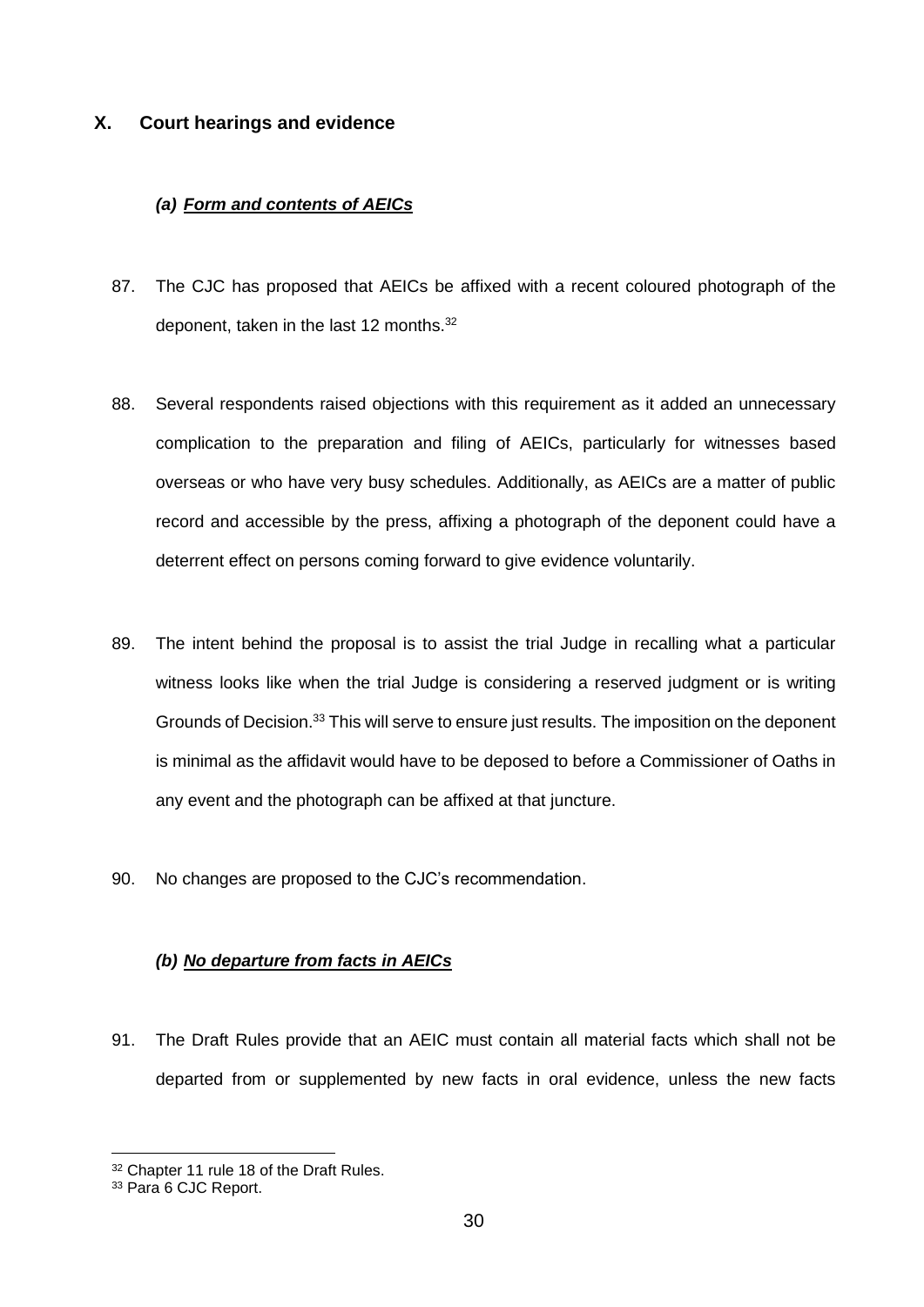## X. Court hearings and evidence

### *(a) Form and contents of AEICs*

87. The CJC has proposed that AEICs be affixed with a recent coloured photograph of the deponent, taken in the last 12 months.[32]

88. Several respondents raised objections with this requirement as it added an unnecessary complication to the preparation and filing of AEICs, particularly for witnesses based overseas or who have very busy schedules. Additionally, as AEICs are a matter of public record and accessible by the press, affixing a photograph of the deponent could have a deterrent effect on persons coming forward to give evidence voluntarily.

89. The intent behind the proposal is to assist the trial Judge in recalling what a particular witness looks like when the trial Judge is considering a reserved judgment or is writing Grounds of Decision.[33] This will serve to ensure just results. The imposition on the deponent is minimal as the affidavit would have to be deposed to before a Commissioner of Oaths in any event and the photograph can be affixed at that juncture.

90. No changes are proposed to the CJC's recommendation.

### *(b) No departure from facts in AEICs*

91. The Draft Rules provide that an AEIC must contain all material facts which shall not be departed from or supplemented by new facts in oral evidence, unless the new facts

---

[32] Chapter 11 rule 18 of the Draft Rules.

[33] Para 6 CJC Report.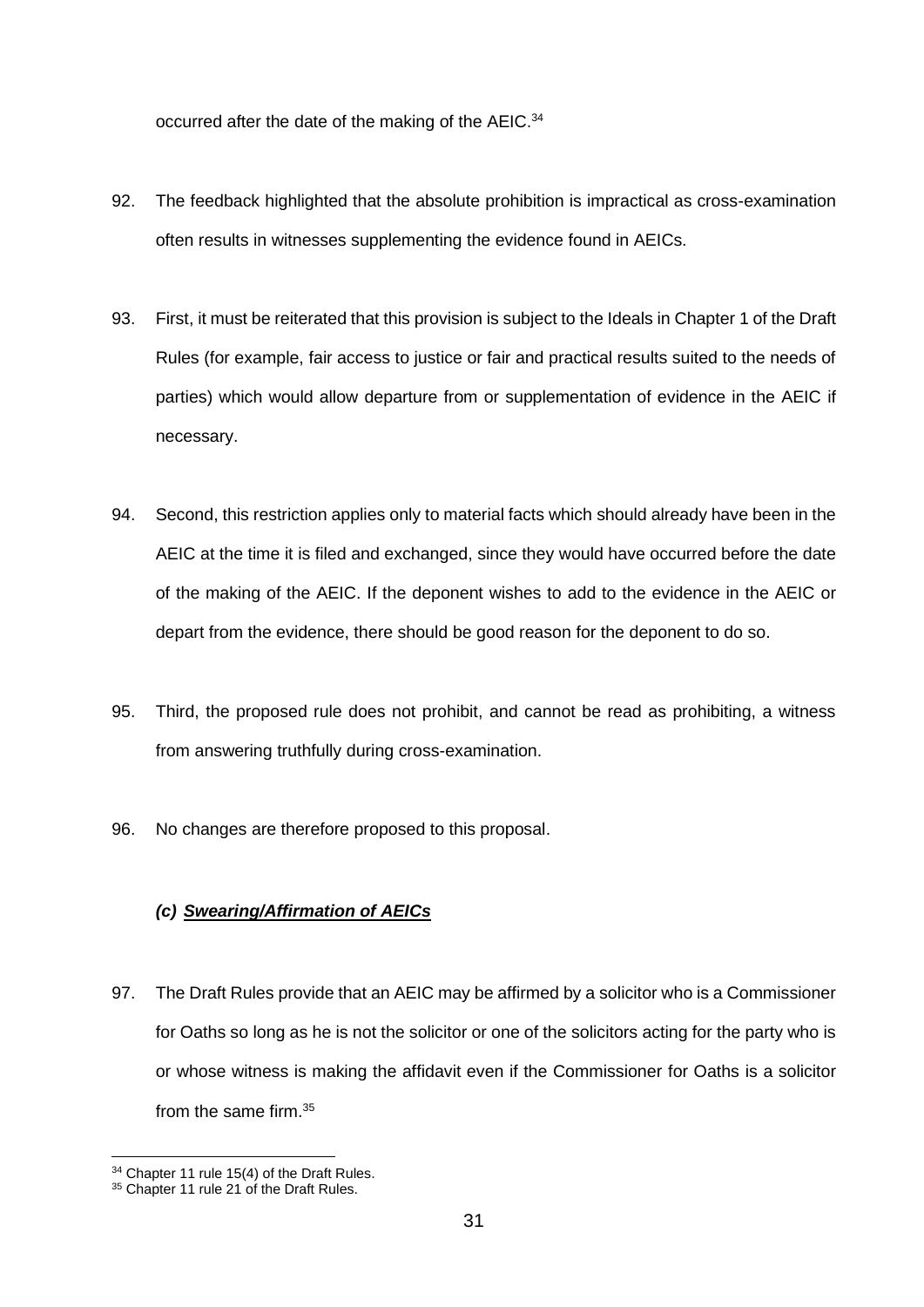occurred after the date of the making of the AEIC.[34]

92. The feedback highlighted that the absolute prohibition is impractical as cross-examination often results in witnesses supplementing the evidence found in AEICs.

93. First, it must be reiterated that this provision is subject to the Ideals in Chapter 1 of the Draft Rules (for example, fair access to justice or fair and practical results suited to the needs of parties) which would allow departure from or supplementation of evidence in the AEIC if necessary.

94. Second, this restriction applies only to material facts which should already have been in the AEIC at the time it is filed and exchanged, since they would have occurred before the date of the making of the AEIC. If the deponent wishes to add to the evidence in the AEIC or depart from the evidence, there should be good reason for the deponent to do so.

95. Third, the proposed rule does not prohibit, and cannot be read as prohibiting, a witness from answering truthfully during cross-examination.

96. No changes are therefore proposed to this proposal.

### *(c) <u>Swearing/Affirmation of AEICs</u>*

97. The Draft Rules provide that an AEIC may be affirmed by a solicitor who is a Commissioner for Oaths so long as he is not the solicitor or one of the solicitors acting for the party who is or whose witness is making the affidavit even if the Commissioner for Oaths is a solicitor from the same firm.[35]

---

[34] Chapter 11 rule 15(4) of the Draft Rules.

[35] Chapter 11 rule 21 of the Draft Rules.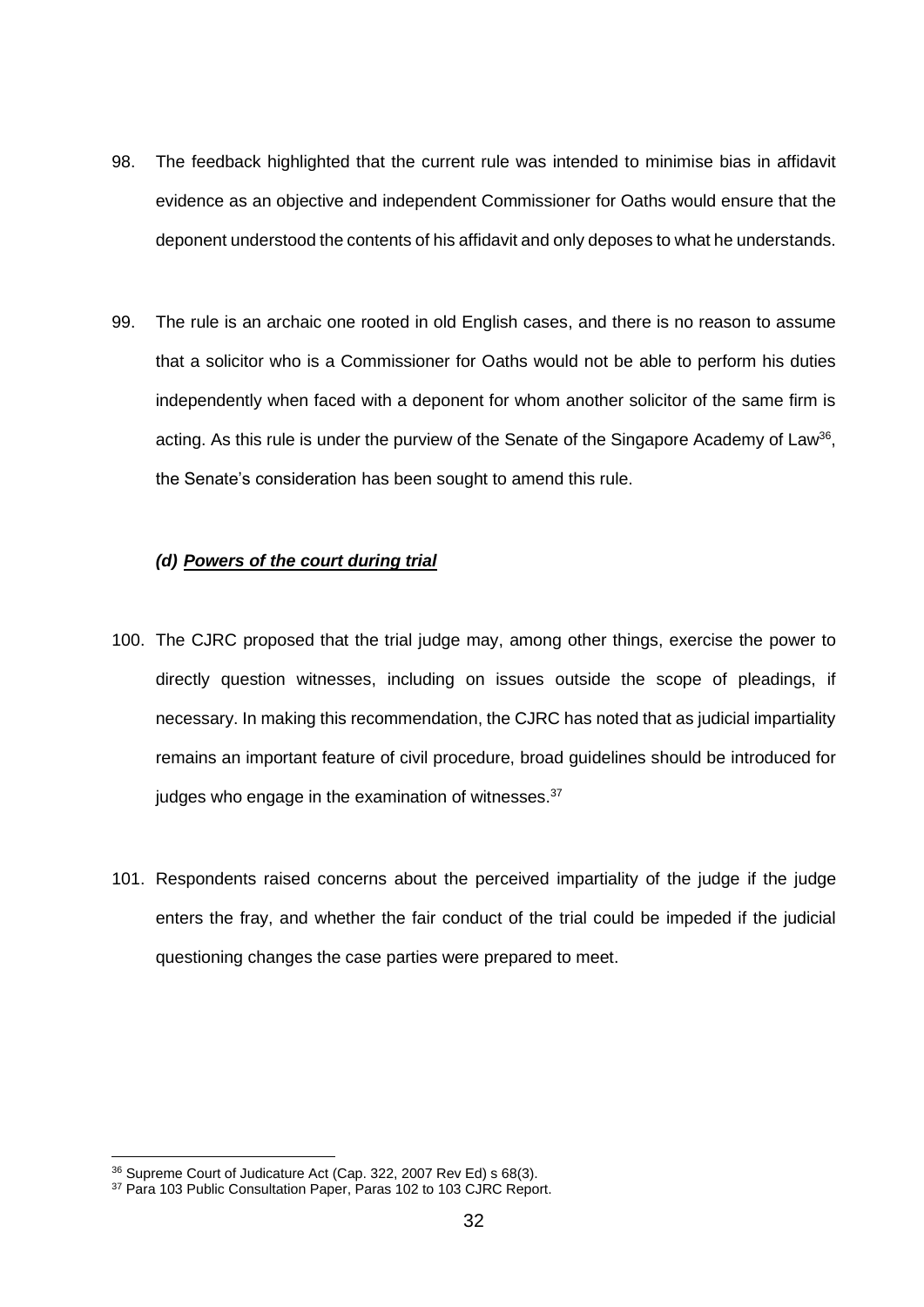98. The feedback highlighted that the current rule was intended to minimise bias in affidavit evidence as an objective and independent Commissioner for Oaths would ensure that the deponent understood the contents of his affidavit and only deposes to what he understands.

99. The rule is an archaic one rooted in old English cases, and there is no reason to assume that a solicitor who is a Commissioner for Oaths would not be able to perform his duties independently when faced with a deponent for whom another solicitor of the same firm is acting. As this rule is under the purview of the Senate of the Singapore Academy of Law[36], the Senate's consideration has been sought to amend this rule.

***(d) Powers of the court during trial***

100. The CJRC proposed that the trial judge may, among other things, exercise the power to directly question witnesses, including on issues outside the scope of pleadings, if necessary. In making this recommendation, the CJRC has noted that as judicial impartiality remains an important feature of civil procedure, broad guidelines should be introduced for judges who engage in the examination of witnesses.[37]

101. Respondents raised concerns about the perceived impartiality of the judge if the judge enters the fray, and whether the fair conduct of the trial could be impeded if the judicial questioning changes the case parties were prepared to meet.

---

[36] Supreme Court of Judicature Act (Cap. 322, 2007 Rev Ed) s 68(3).

[37] Para 103 Public Consultation Paper, Paras 102 to 103 CJRC Report.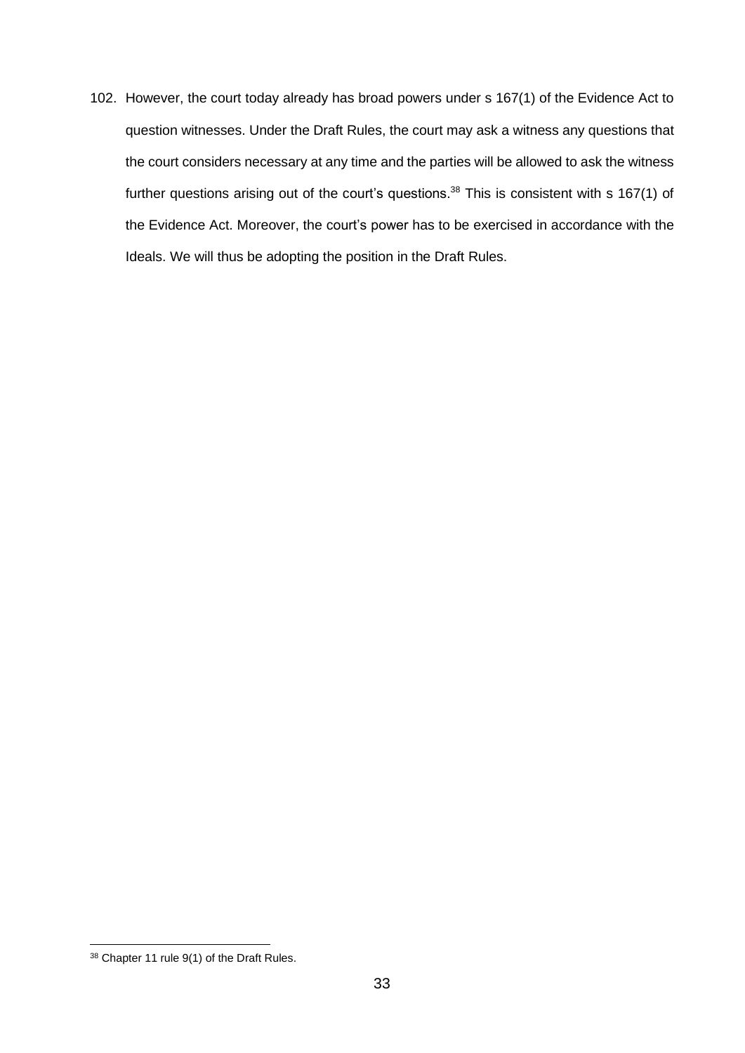102. However, the court today already has broad powers under s 167(1) of the Evidence Act to question witnesses. Under the Draft Rules, the court may ask a witness any questions that the court considers necessary at any time and the parties will be allowed to ask the witness further questions arising out of the court's questions.[38] This is consistent with s 167(1) of the Evidence Act. Moreover, the court's power has to be exercised in accordance with the Ideals. We will thus be adopting the position in the Draft Rules.

---

[38] Chapter 11 rule 9(1) of the Draft Rules.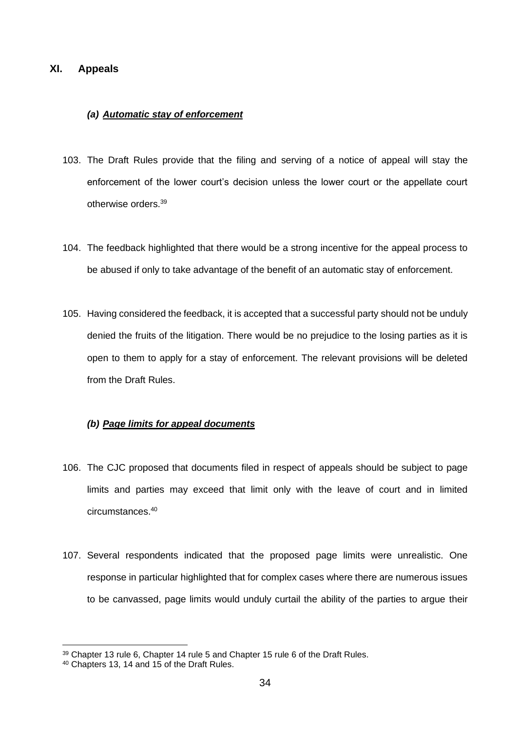## XI. Appeals

### *(a) Automatic stay of enforcement*

103. The Draft Rules provide that the filing and serving of a notice of appeal will stay the enforcement of the lower court's decision unless the lower court or the appellate court otherwise orders.[39]

104. The feedback highlighted that there would be a strong incentive for the appeal process to be abused if only to take advantage of the benefit of an automatic stay of enforcement.

105. Having considered the feedback, it is accepted that a successful party should not be unduly denied the fruits of the litigation. There would be no prejudice to the losing parties as it is open to them to apply for a stay of enforcement. The relevant provisions will be deleted from the Draft Rules.

### *(b) Page limits for appeal documents*

106. The CJC proposed that documents filed in respect of appeals should be subject to page limits and parties may exceed that limit only with the leave of court and in limited circumstances.[40]

107. Several respondents indicated that the proposed page limits were unrealistic. One response in particular highlighted that for complex cases where there are numerous issues to be canvassed, page limits would unduly curtail the ability of the parties to argue their

---

[39] Chapter 13 rule 6, Chapter 14 rule 5 and Chapter 15 rule 6 of the Draft Rules.

[40] Chapters 13, 14 and 15 of the Draft Rules.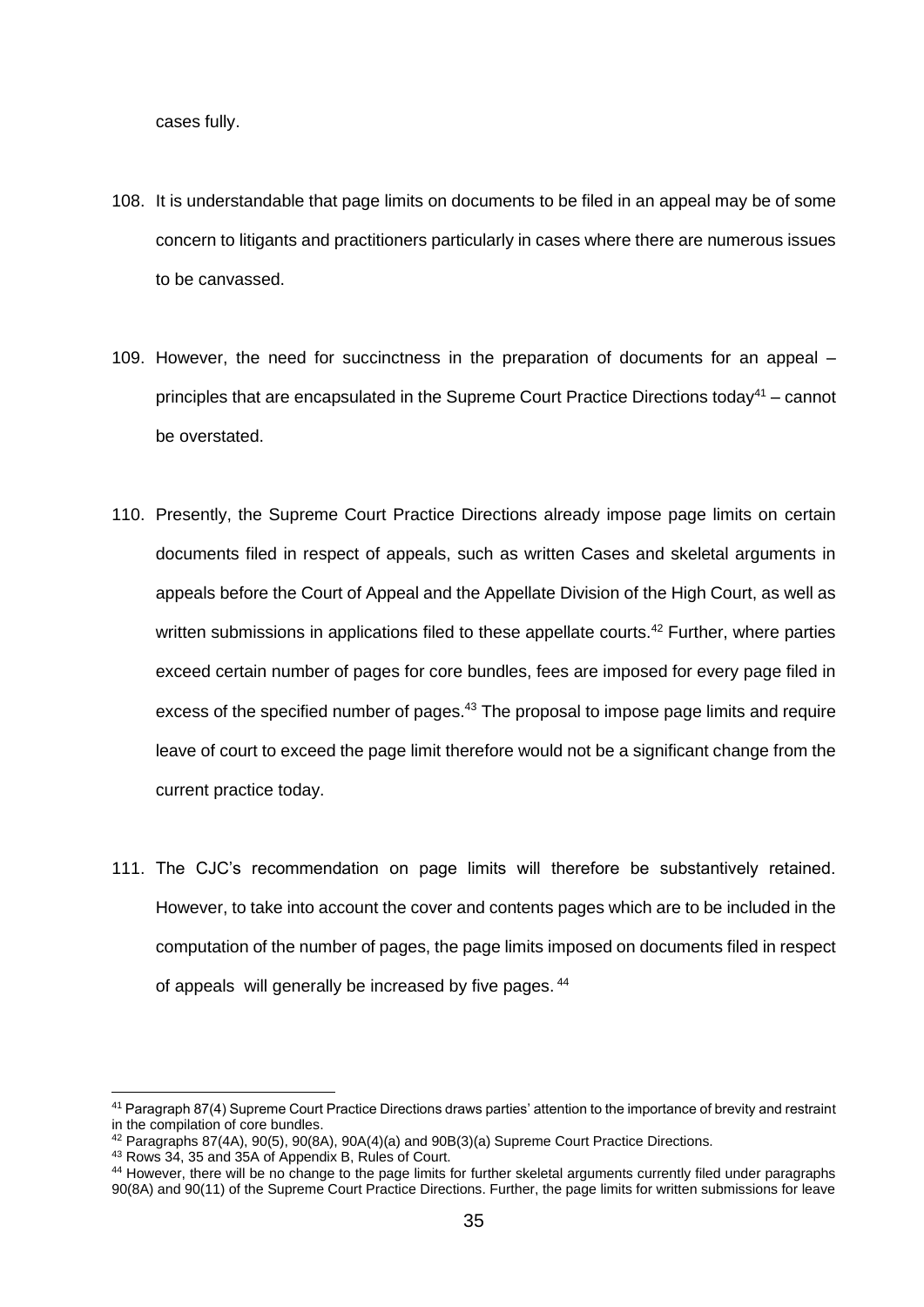cases fully.

108. It is understandable that page limits on documents to be filed in an appeal may be of some concern to litigants and practitioners particularly in cases where there are numerous issues to be canvassed.

109. However, the need for succinctness in the preparation of documents for an appeal – principles that are encapsulated in the Supreme Court Practice Directions today[41] – cannot be overstated.

110. Presently, the Supreme Court Practice Directions already impose page limits on certain documents filed in respect of appeals, such as written Cases and skeletal arguments in appeals before the Court of Appeal and the Appellate Division of the High Court, as well as written submissions in applications filed to these appellate courts.[42] Further, where parties exceed certain number of pages for core bundles, fees are imposed for every page filed in excess of the specified number of pages.[43] The proposal to impose page limits and require leave of court to exceed the page limit therefore would not be a significant change from the current practice today.

111. The CJC's recommendation on page limits will therefore be substantively retained. However, to take into account the cover and contents pages which are to be included in the computation of the number of pages, the page limits imposed on documents filed in respect of appeals will generally be increased by five pages.[44]

---

[41] Paragraph 87(4) Supreme Court Practice Directions draws parties' attention to the importance of brevity and restraint in the compilation of core bundles.

[42] Paragraphs 87(4A), 90(5), 90(8A), 90A(4)(a) and 90B(3)(a) Supreme Court Practice Directions.

[43] Rows 34, 35 and 35A of Appendix B, Rules of Court.

[44] However, there will be no change to the page limits for further skeletal arguments currently filed under paragraphs 90(8A) and 90(11) of the Supreme Court Practice Directions. Further, the page limits for written submissions for leave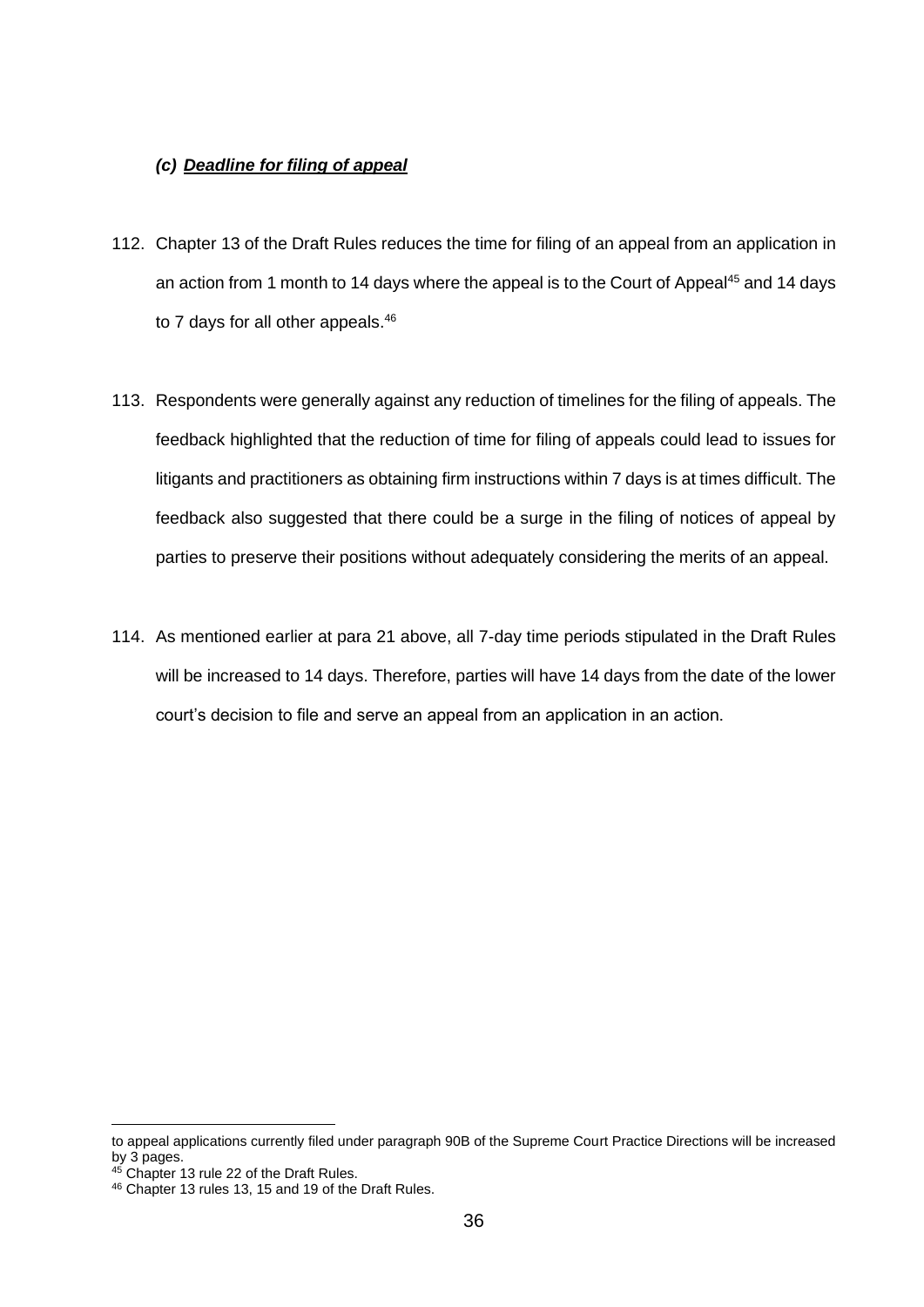### *(c) Deadline for filing of appeal*

112. Chapter 13 of the Draft Rules reduces the time for filing of an appeal from an application in an action from 1 month to 14 days where the appeal is to the Court of Appeal[45] and 14 days to 7 days for all other appeals.[46]

113. Respondents were generally against any reduction of timelines for the filing of appeals. The feedback highlighted that the reduction of time for filing of appeals could lead to issues for litigants and practitioners as obtaining firm instructions within 7 days is at times difficult. The feedback also suggested that there could be a surge in the filing of notices of appeal by parties to preserve their positions without adequately considering the merits of an appeal.

114. As mentioned earlier at para 21 above, all 7-day time periods stipulated in the Draft Rules will be increased to 14 days. Therefore, parties will have 14 days from the date of the lower court's decision to file and serve an appeal from an application in an action.

---

to appeal applications currently filed under paragraph 90B of the Supreme Court Practice Directions will be increased by 3 pages.

[45] Chapter 13 rule 22 of the Draft Rules.

[46] Chapter 13 rules 13, 15 and 19 of the Draft Rules.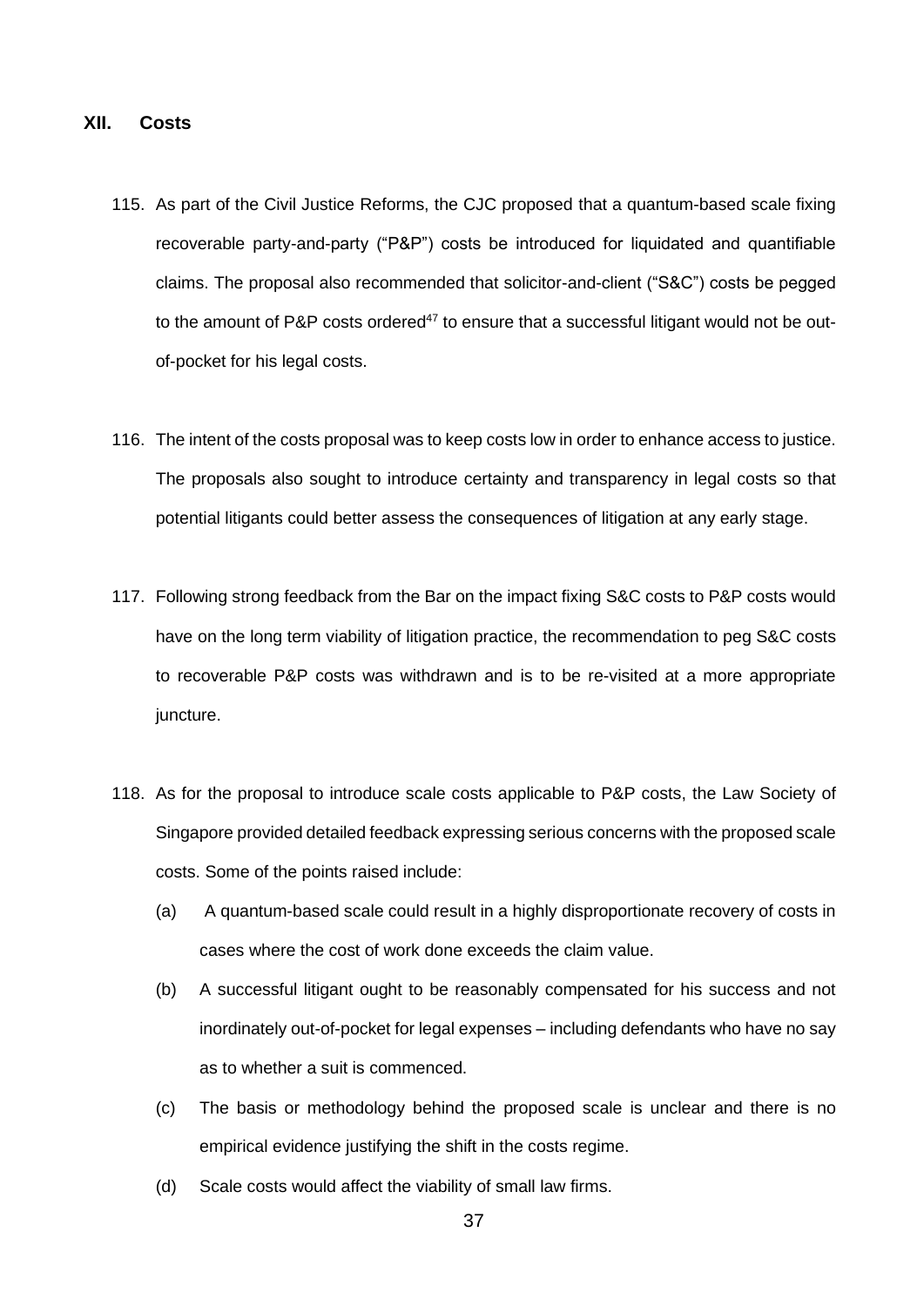## XII. Costs

115. As part of the Civil Justice Reforms, the CJC proposed that a quantum-based scale fixing recoverable party-and-party ("P&P") costs be introduced for liquidated and quantifiable claims. The proposal also recommended that solicitor-and-client ("S&C") costs be pegged to the amount of P&P costs ordered[47] to ensure that a successful litigant would not be out-of-pocket for his legal costs.

116. The intent of the costs proposal was to keep costs low in order to enhance access to justice. The proposals also sought to introduce certainty and transparency in legal costs so that potential litigants could better assess the consequences of litigation at any early stage.

117. Following strong feedback from the Bar on the impact fixing S&C costs to P&P costs would have on the long term viability of litigation practice, the recommendation to peg S&C costs to recoverable P&P costs was withdrawn and is to be re-visited at a more appropriate juncture.

118. As for the proposal to introduce scale costs applicable to P&P costs, the Law Society of Singapore provided detailed feedback expressing serious concerns with the proposed scale costs. Some of the points raised include:

    (a) A quantum-based scale could result in a highly disproportionate recovery of costs in cases where the cost of work done exceeds the claim value.

    (b) A successful litigant ought to be reasonably compensated for his success and not inordinately out-of-pocket for legal expenses – including defendants who have no say as to whether a suit is commenced.

    (c) The basis or methodology behind the proposed scale is unclear and there is no empirical evidence justifying the shift in the costs regime.

    (d) Scale costs would affect the viability of small law firms.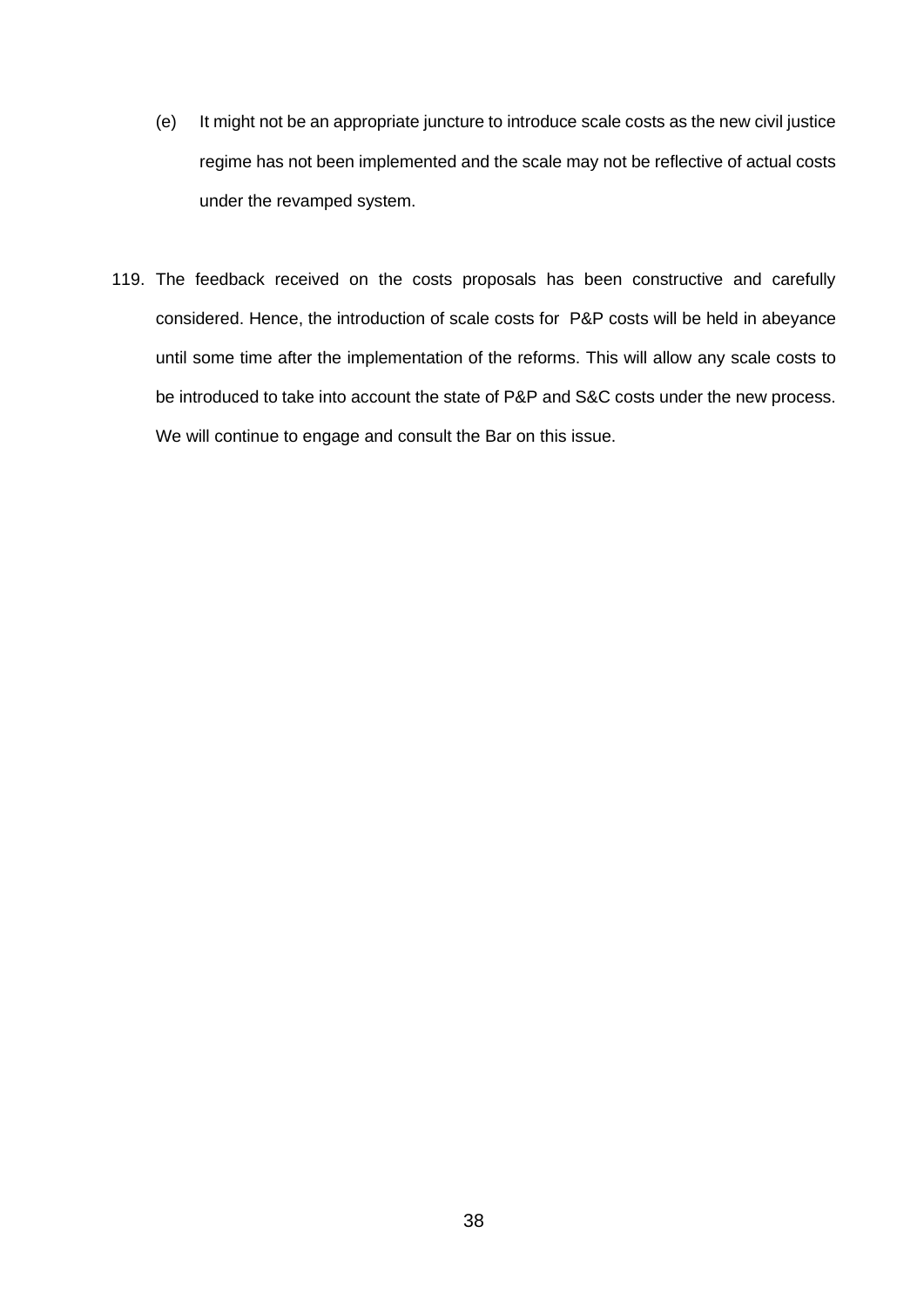(e) It might not be an appropriate juncture to introduce scale costs as the new civil justice regime has not been implemented and the scale may not be reflective of actual costs under the revamped system.

119. The feedback received on the costs proposals has been constructive and carefully considered. Hence, the introduction of scale costs for P&P costs will be held in abeyance until some time after the implementation of the reforms. This will allow any scale costs to be introduced to take into account the state of P&P and S&C costs under the new process. We will continue to engage and consult the Bar on this issue.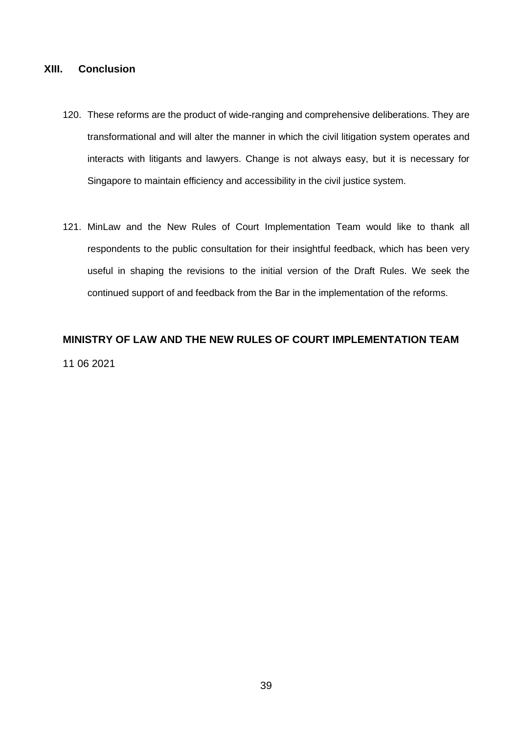## XIII. Conclusion

120. These reforms are the product of wide-ranging and comprehensive deliberations. They are transformational and will alter the manner in which the civil litigation system operates and interacts with litigants and lawyers. Change is not always easy, but it is necessary for Singapore to maintain efficiency and accessibility in the civil justice system.

121. MinLaw and the New Rules of Court Implementation Team would like to thank all respondents to the public consultation for their insightful feedback, which has been very useful in shaping the revisions to the initial version of the Draft Rules. We seek the continued support of and feedback from the Bar in the implementation of the reforms.

**MINISTRY OF LAW AND THE NEW RULES OF COURT IMPLEMENTATION TEAM**

11 06 2021